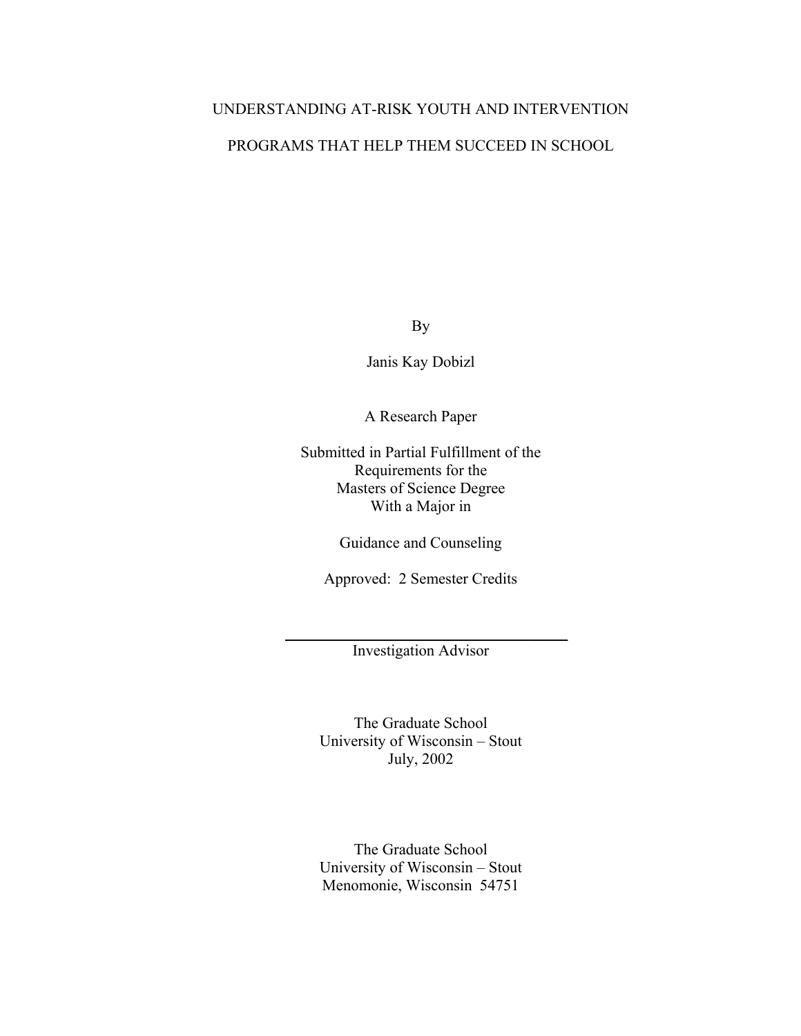# UNDERSTANDING AT-RISK YOUTH AND INTERVENTION PROGRAMS THAT HELP THEM SUCCEED IN SCHOOL

By

Janis Kay Dobizl

A Research Paper

Submitted in Partial Fulfillment of the
Requirements for the
Masters of Science Degree
With a Major in

Guidance and Counseling

Approved: 2 Semester Credits

_______________________________
Investigation Advisor

The Graduate School
University of Wisconsin – Stout
July, 2002

The Graduate School
University of Wisconsin – Stout
Menomonie, Wisconsin 54751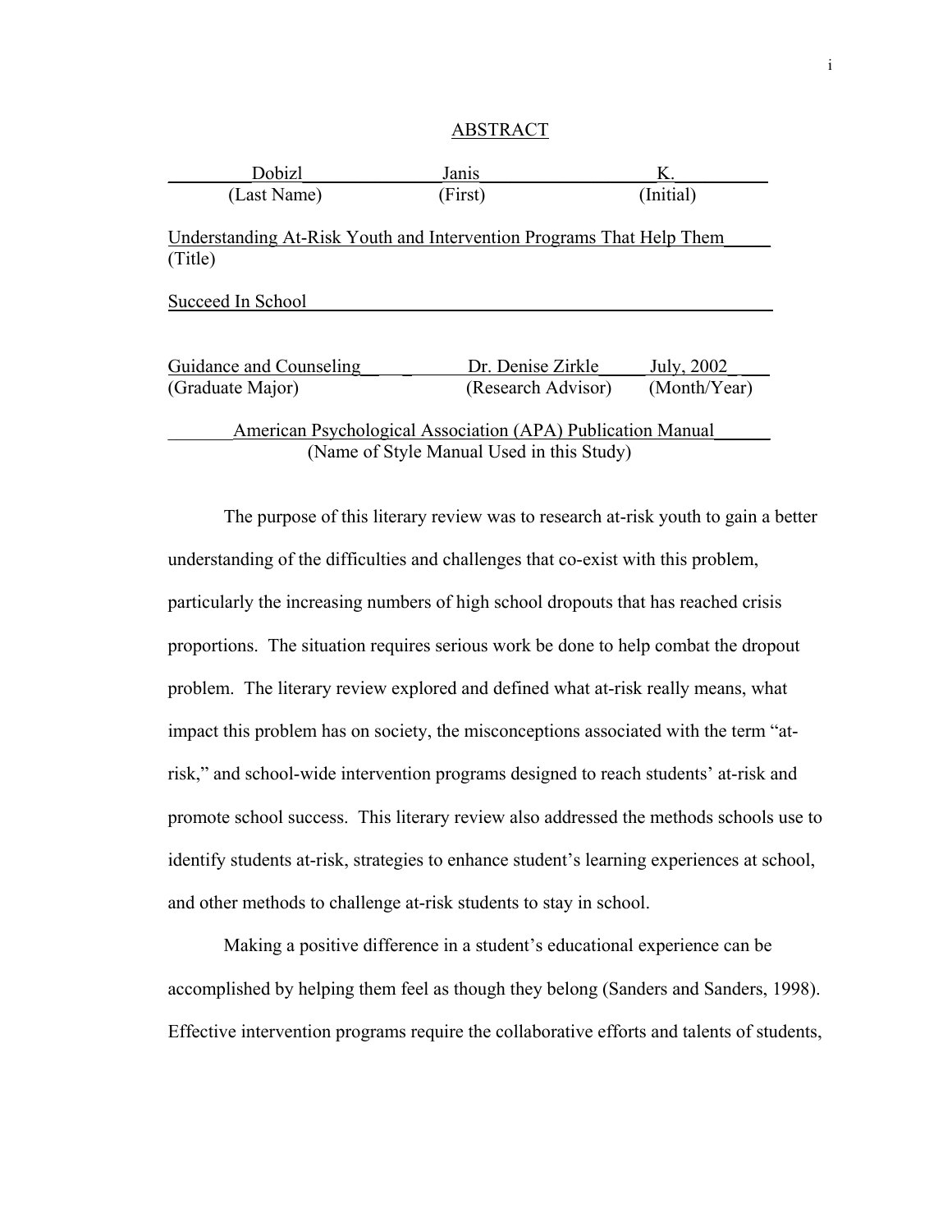## ABSTRACT

| Dobizl | Janis | K. |
|---|---|---|
| (Last Name) | (First) | (Initial) |

Understanding At-Risk Youth and Intervention Programs That Help Them
(Title)

Succeed In School

| Guidance and Counseling | Dr. Denise Zirkle | July, 2002 |
|---|---|---|
| (Graduate Major) | (Research Advisor) | (Month/Year) |

American Psychological Association (APA) Publication Manual
(Name of Style Manual Used in this Study)

The purpose of this literary review was to research at-risk youth to gain a better understanding of the difficulties and challenges that co-exist with this problem, particularly the increasing numbers of high school dropouts that has reached crisis proportions. The situation requires serious work be done to help combat the dropout problem. The literary review explored and defined what at-risk really means, what impact this problem has on society, the misconceptions associated with the term "at-risk," and school-wide intervention programs designed to reach students' at-risk and promote school success. This literary review also addressed the methods schools use to identify students at-risk, strategies to enhance student's learning experiences at school, and other methods to challenge at-risk students to stay in school.

Making a positive difference in a student's educational experience can be accomplished by helping them feel as though they belong (Sanders and Sanders, 1998). Effective intervention programs require the collaborative efforts and talents of students,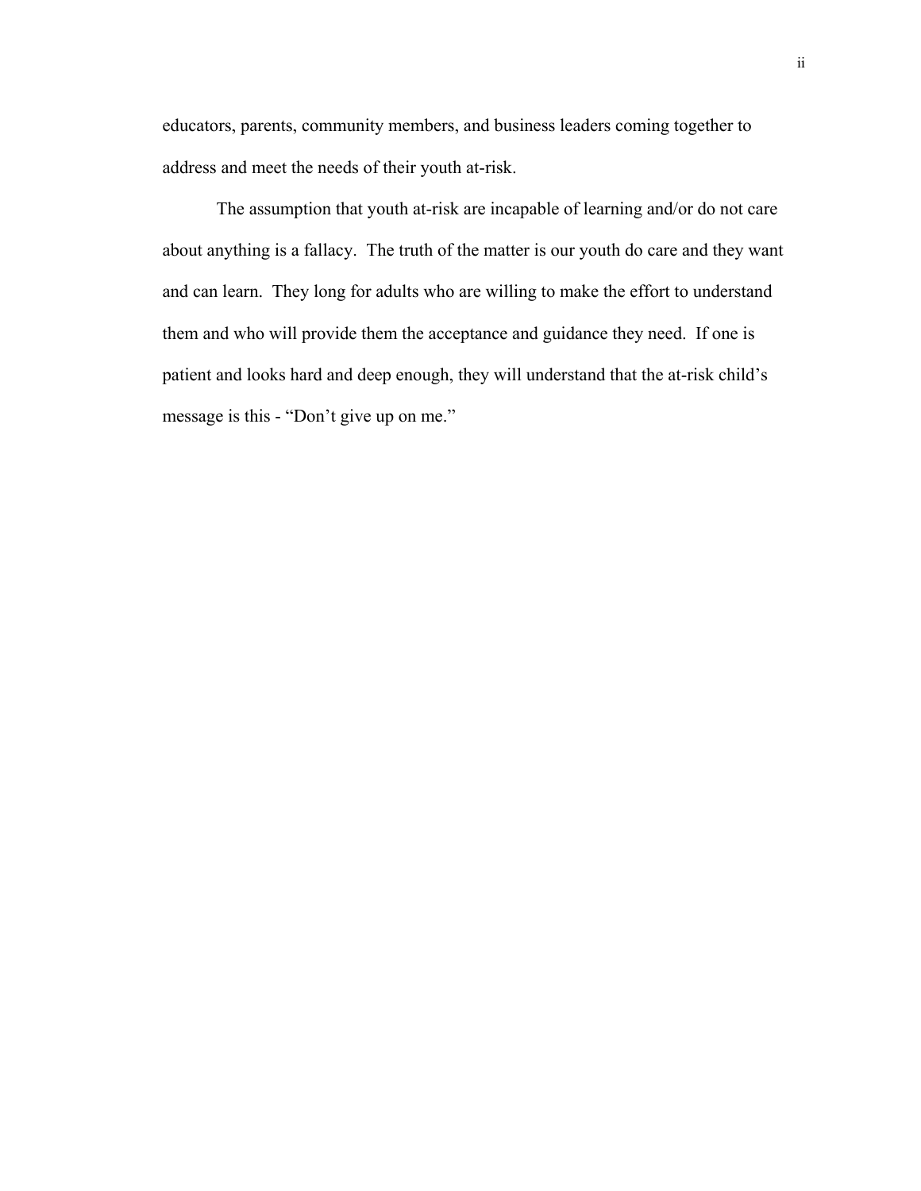educators, parents, community members, and business leaders coming together to address and meet the needs of their youth at-risk.

The assumption that youth at-risk are incapable of learning and/or do not care about anything is a fallacy. The truth of the matter is our youth do care and they want and can learn. They long for adults who are willing to make the effort to understand them and who will provide them the acceptance and guidance they need. If one is patient and looks hard and deep enough, they will understand that the at-risk child's message is this - "Don't give up on me."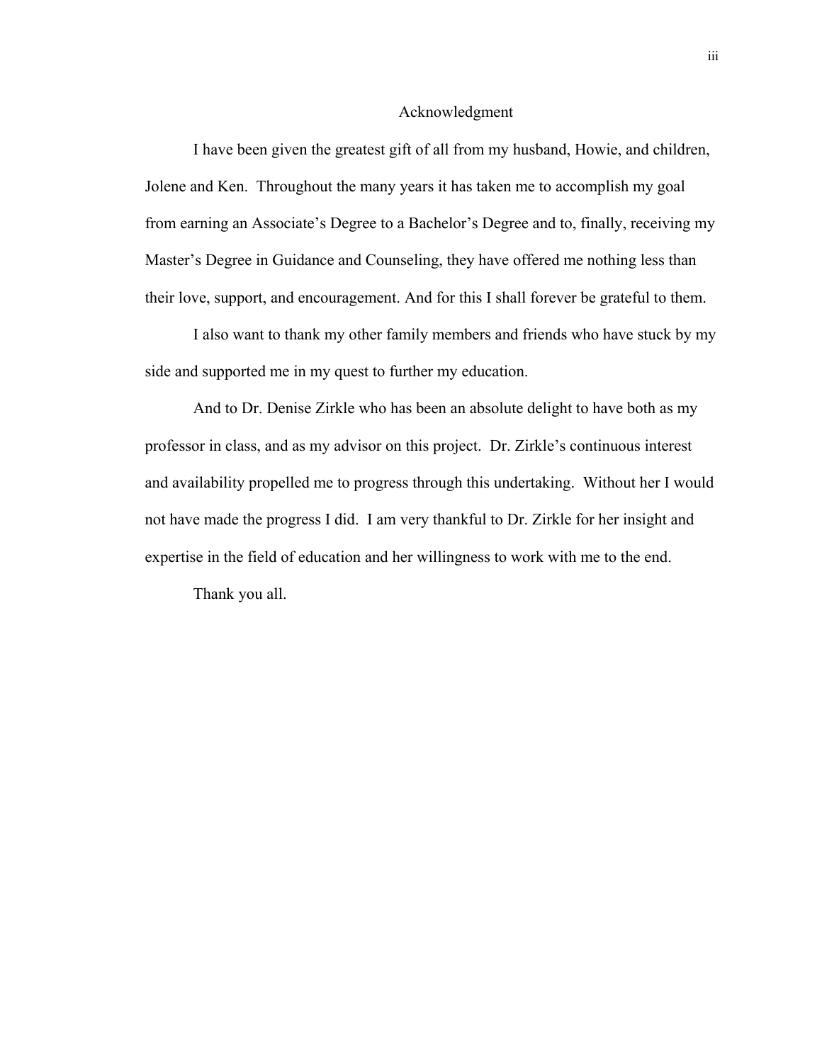# Acknowledgment

I have been given the greatest gift of all from my husband, Howie, and children, Jolene and Ken. Throughout the many years it has taken me to accomplish my goal from earning an Associate's Degree to a Bachelor's Degree and to, finally, receiving my Master's Degree in Guidance and Counseling, they have offered me nothing less than their love, support, and encouragement. And for this I shall forever be grateful to them.

I also want to thank my other family members and friends who have stuck by my side and supported me in my quest to further my education.

And to Dr. Denise Zirkle who has been an absolute delight to have both as my professor in class, and as my advisor on this project. Dr. Zirkle's continuous interest and availability propelled me to progress through this undertaking. Without her I would not have made the progress I did. I am very thankful to Dr. Zirkle for her insight and expertise in the field of education and her willingness to work with me to the end.

Thank you all.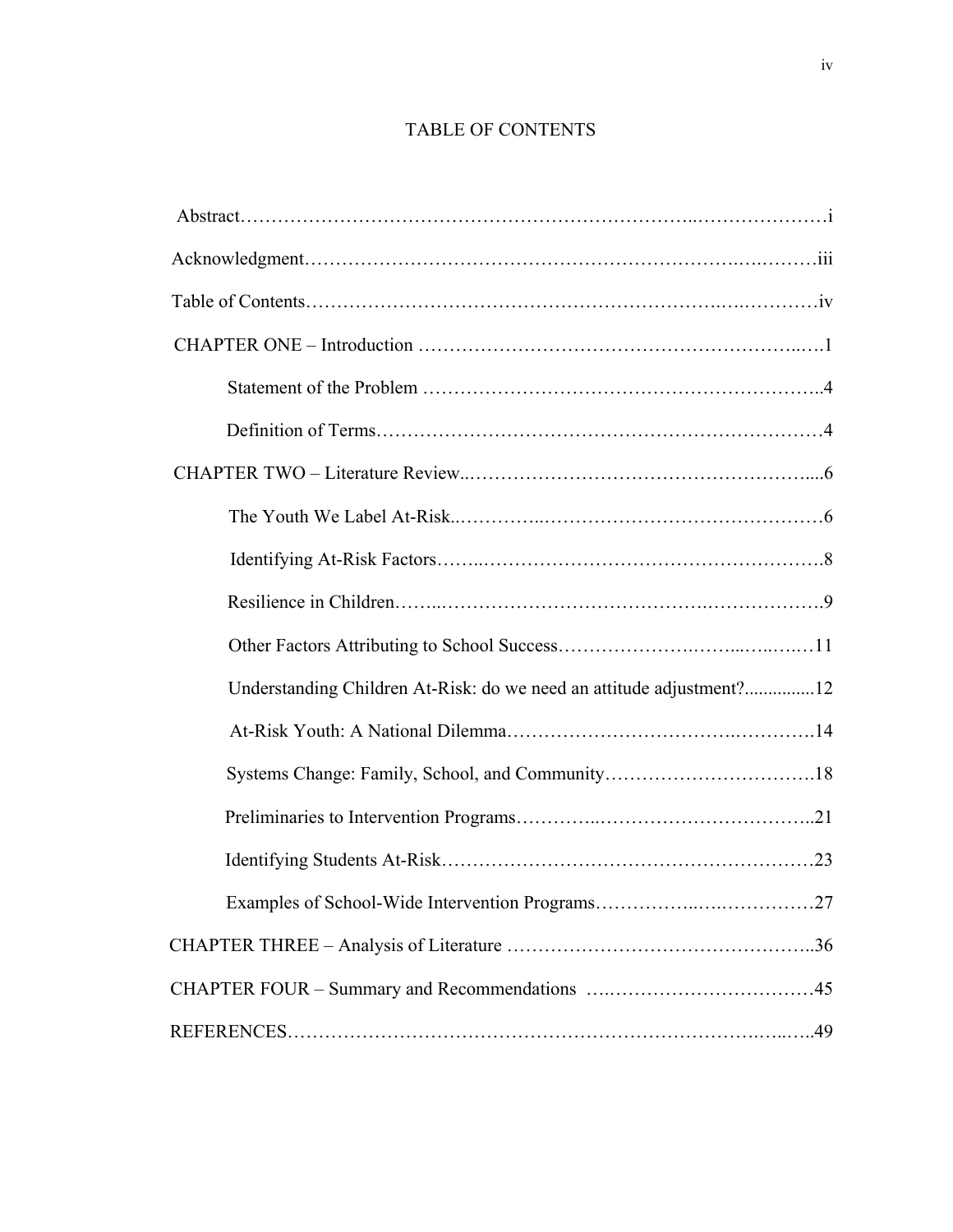# TABLE OF CONTENTS

Abstract……………………………………………………………………i

Acknowledgment…………………………………………………………iii

Table of Contents…………………………………………………………iv

CHAPTER ONE – Introduction ……………………………………………1

- Statement of the Problem ………………………………………………4
- Definition of Terms………………………………………………………4

CHAPTER TWO – Literature Review..……………………………………6

- The Youth We Label At-Risk..……………………………………………6
- Identifying At-Risk Factors…….……………………………………….8
- Resilience in Children……..……………………………………………9
- Other Factors Attributing to School Success…………………………11
- Understanding Children At-Risk: do we need an attitude adjustment?..............12
- At-Risk Youth: A National Dilemma……………………………………14
- Systems Change: Family, School, and Community……………………18
- Preliminaries to Intervention Programs…………..…………………..21
- Identifying Students At-Risk……………………………………………23
- Examples of School-Wide Intervention Programs……………..………27

CHAPTER THREE – Analysis of Literature ……………………………..36

CHAPTER FOUR – Summary and Recommendations ….………………45

REFERENCES………………………………………………………..…..49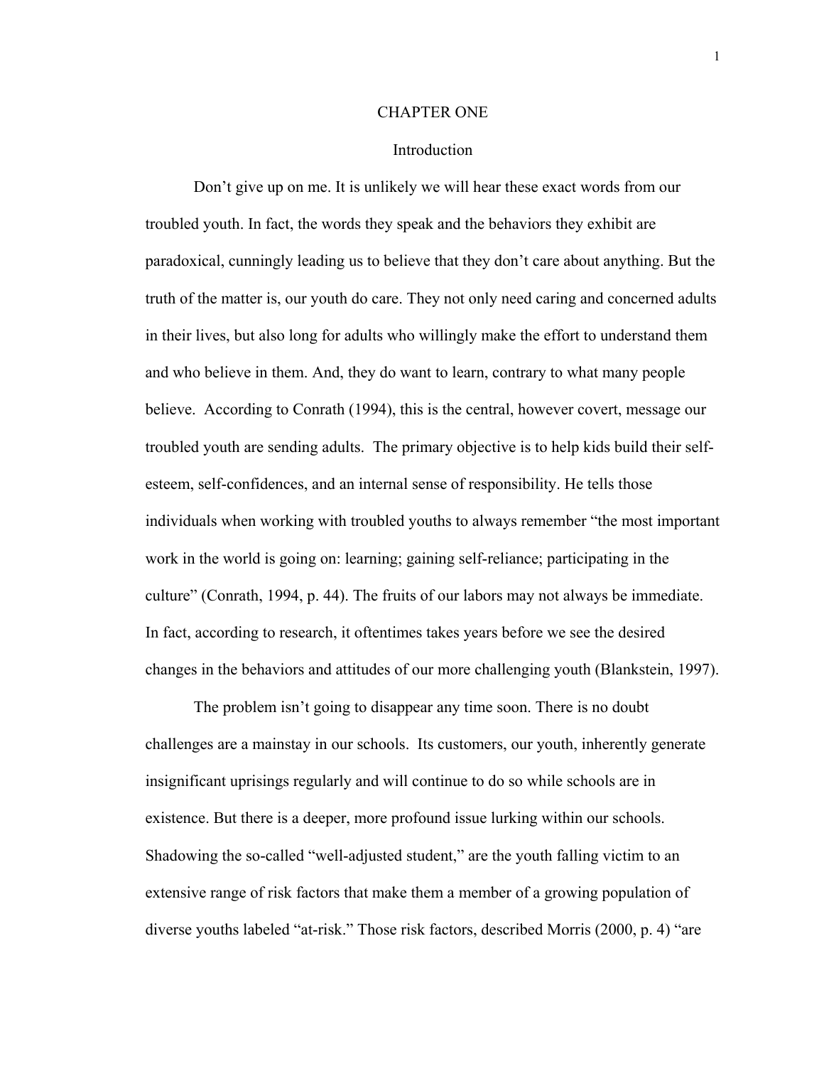# CHAPTER ONE

## Introduction

Don't give up on me. It is unlikely we will hear these exact words from our troubled youth. In fact, the words they speak and the behaviors they exhibit are paradoxical, cunningly leading us to believe that they don't care about anything. But the truth of the matter is, our youth do care. They not only need caring and concerned adults in their lives, but also long for adults who willingly make the effort to understand them and who believe in them. And, they do want to learn, contrary to what many people believe. According to Conrath (1994), this is the central, however covert, message our troubled youth are sending adults. The primary objective is to help kids build their self-esteem, self-confidences, and an internal sense of responsibility. He tells those individuals when working with troubled youths to always remember "the most important work in the world is going on: learning; gaining self-reliance; participating in the culture" (Conrath, 1994, p. 44). The fruits of our labors may not always be immediate. In fact, according to research, it oftentimes takes years before we see the desired changes in the behaviors and attitudes of our more challenging youth (Blankstein, 1997).

The problem isn't going to disappear any time soon. There is no doubt challenges are a mainstay in our schools. Its customers, our youth, inherently generate insignificant uprisings regularly and will continue to do so while schools are in existence. But there is a deeper, more profound issue lurking within our schools. Shadowing the so-called "well-adjusted student," are the youth falling victim to an extensive range of risk factors that make them a member of a growing population of diverse youths labeled "at-risk." Those risk factors, described Morris (2000, p. 4) "are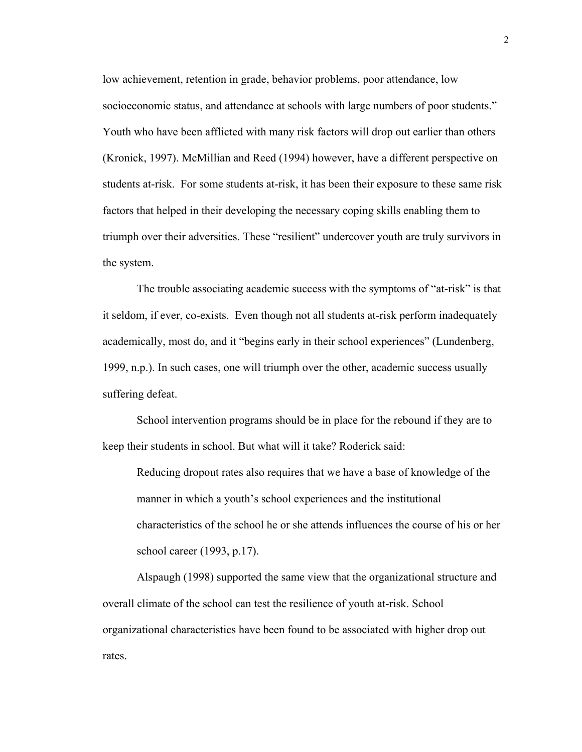low achievement, retention in grade, behavior problems, poor attendance, low socioeconomic status, and attendance at schools with large numbers of poor students." Youth who have been afflicted with many risk factors will drop out earlier than others (Kronick, 1997). McMillian and Reed (1994) however, have a different perspective on students at-risk. For some students at-risk, it has been their exposure to these same risk factors that helped in their developing the necessary coping skills enabling them to triumph over their adversities. These "resilient" undercover youth are truly survivors in the system.

The trouble associating academic success with the symptoms of "at-risk" is that it seldom, if ever, co-exists. Even though not all students at-risk perform inadequately academically, most do, and it "begins early in their school experiences" (Lundenberg, 1999, n.p.). In such cases, one will triumph over the other, academic success usually suffering defeat.

School intervention programs should be in place for the rebound if they are to keep their students in school. But what will it take? Roderick said:

> Reducing dropout rates also requires that we have a base of knowledge of the manner in which a youth's school experiences and the institutional characteristics of the school he or she attends influences the course of his or her school career (1993, p.17).

Alspaugh (1998) supported the same view that the organizational structure and overall climate of the school can test the resilience of youth at-risk. School organizational characteristics have been found to be associated with higher drop out rates.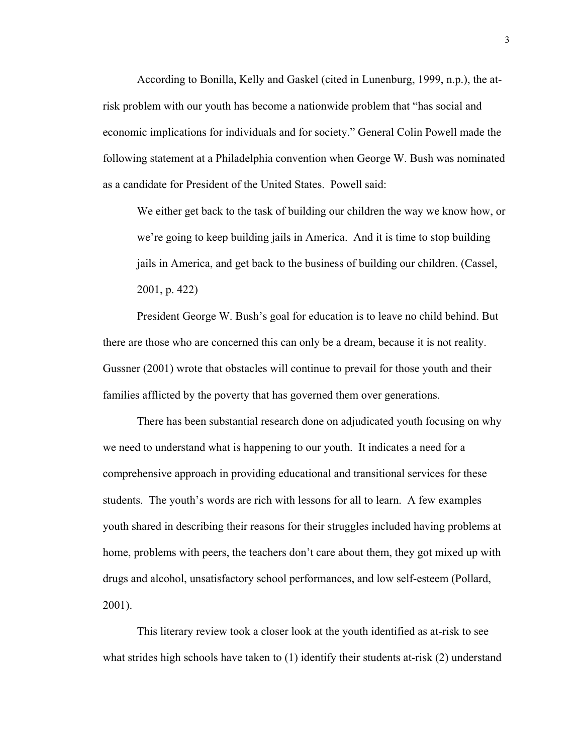According to Bonilla, Kelly and Gaskel (cited in Lunenburg, 1999, n.p.), the at-risk problem with our youth has become a nationwide problem that "has social and economic implications for individuals and for society." General Colin Powell made the following statement at a Philadelphia convention when George W. Bush was nominated as a candidate for President of the United States. Powell said:

> We either get back to the task of building our children the way we know how, or we're going to keep building jails in America. And it is time to stop building jails in America, and get back to the business of building our children. (Cassel, 2001, p. 422)

President George W. Bush's goal for education is to leave no child behind. But there are those who are concerned this can only be a dream, because it is not reality. Gussner (2001) wrote that obstacles will continue to prevail for those youth and their families afflicted by the poverty that has governed them over generations.

There has been substantial research done on adjudicated youth focusing on why we need to understand what is happening to our youth. It indicates a need for a comprehensive approach in providing educational and transitional services for these students. The youth's words are rich with lessons for all to learn. A few examples youth shared in describing their reasons for their struggles included having problems at home, problems with peers, the teachers don't care about them, they got mixed up with drugs and alcohol, unsatisfactory school performances, and low self-esteem (Pollard, 2001).

This literary review took a closer look at the youth identified as at-risk to see what strides high schools have taken to (1) identify their students at-risk (2) understand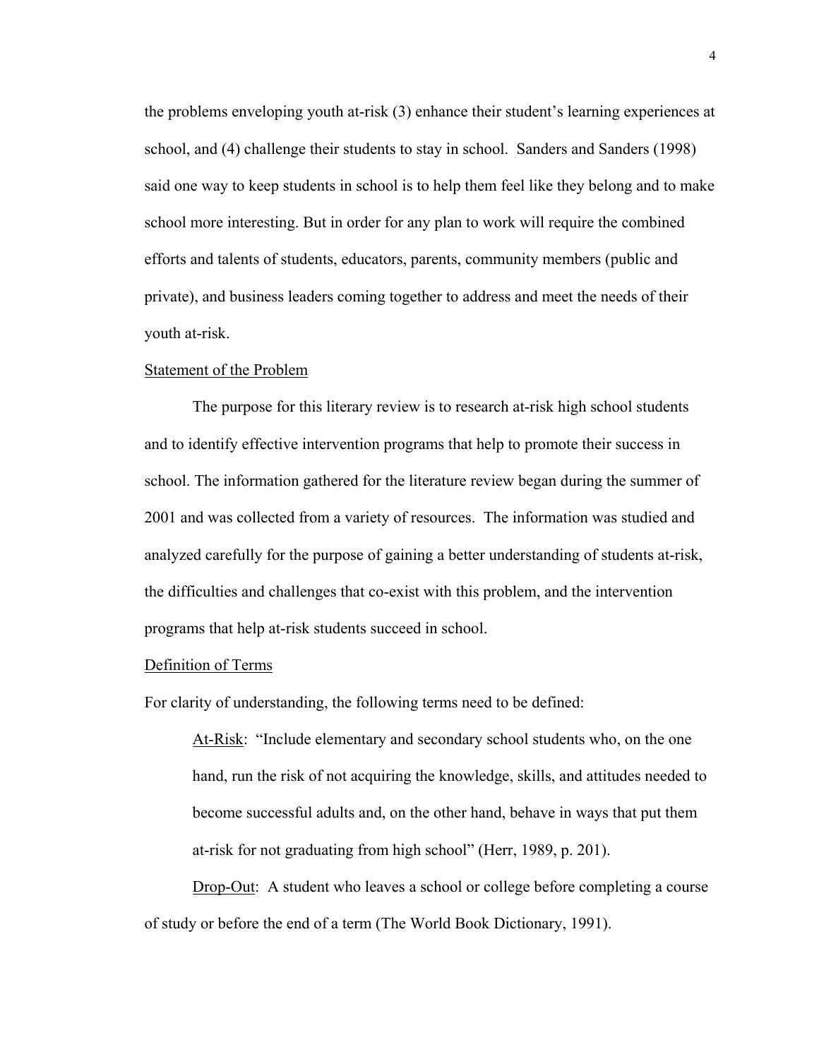the problems enveloping youth at-risk (3) enhance their student's learning experiences at school, and (4) challenge their students to stay in school. Sanders and Sanders (1998) said one way to keep students in school is to help them feel like they belong and to make school more interesting. But in order for any plan to work will require the combined efforts and talents of students, educators, parents, community members (public and private), and business leaders coming together to address and meet the needs of their youth at-risk.

## Statement of the Problem

The purpose for this literary review is to research at-risk high school students and to identify effective intervention programs that help to promote their success in school. The information gathered for the literature review began during the summer of 2001 and was collected from a variety of resources. The information was studied and analyzed carefully for the purpose of gaining a better understanding of students at-risk, the difficulties and challenges that co-exist with this problem, and the intervention programs that help at-risk students succeed in school.

## Definition of Terms

For clarity of understanding, the following terms need to be defined:

At-Risk: "Include elementary and secondary school students who, on the one hand, run the risk of not acquiring the knowledge, skills, and attitudes needed to become successful adults and, on the other hand, behave in ways that put them at-risk for not graduating from high school" (Herr, 1989, p. 201).

Drop-Out: A student who leaves a school or college before completing a course of study or before the end of a term (The World Book Dictionary, 1991).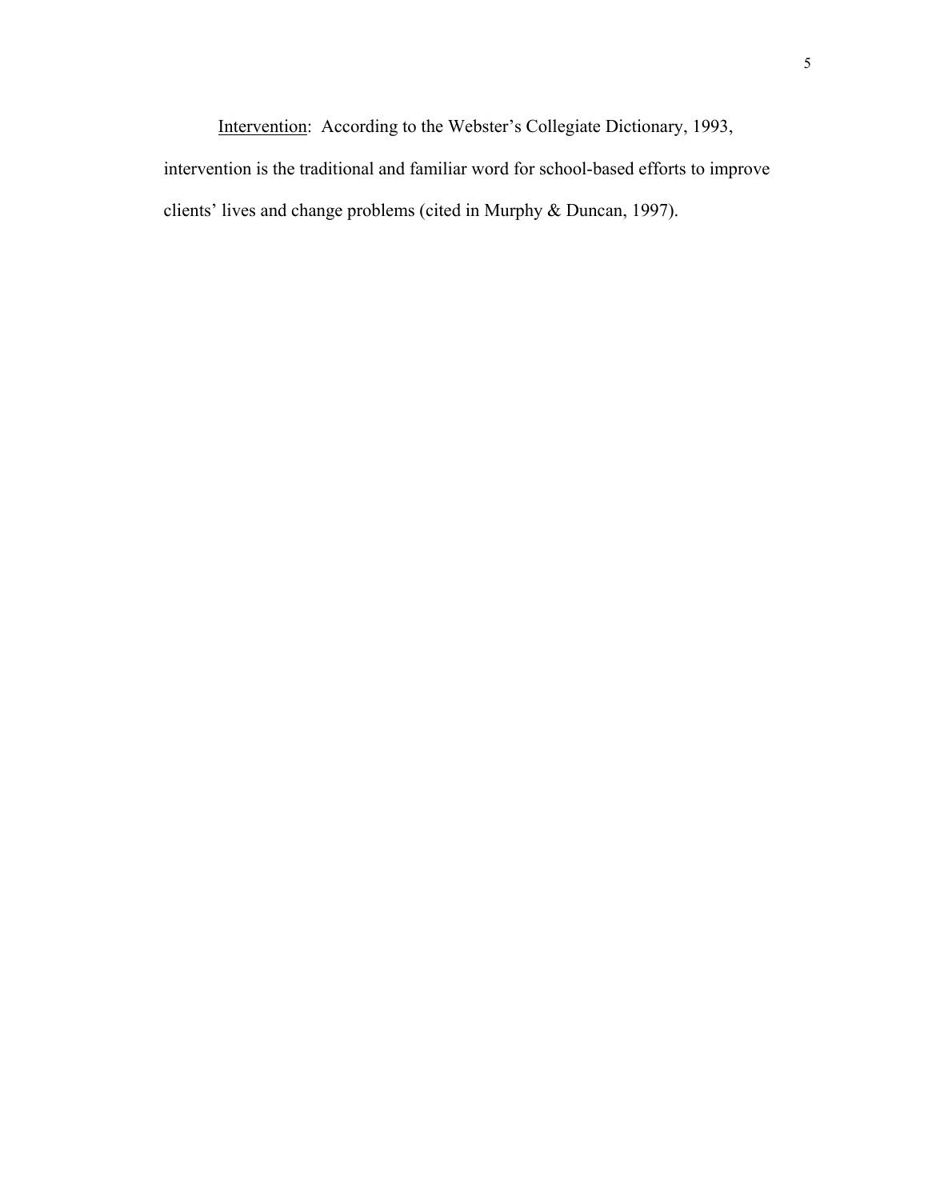<u>Intervention</u>: According to the Webster's Collegiate Dictionary, 1993, intervention is the traditional and familiar word for school-based efforts to improve clients' lives and change problems (cited in Murphy & Duncan, 1997).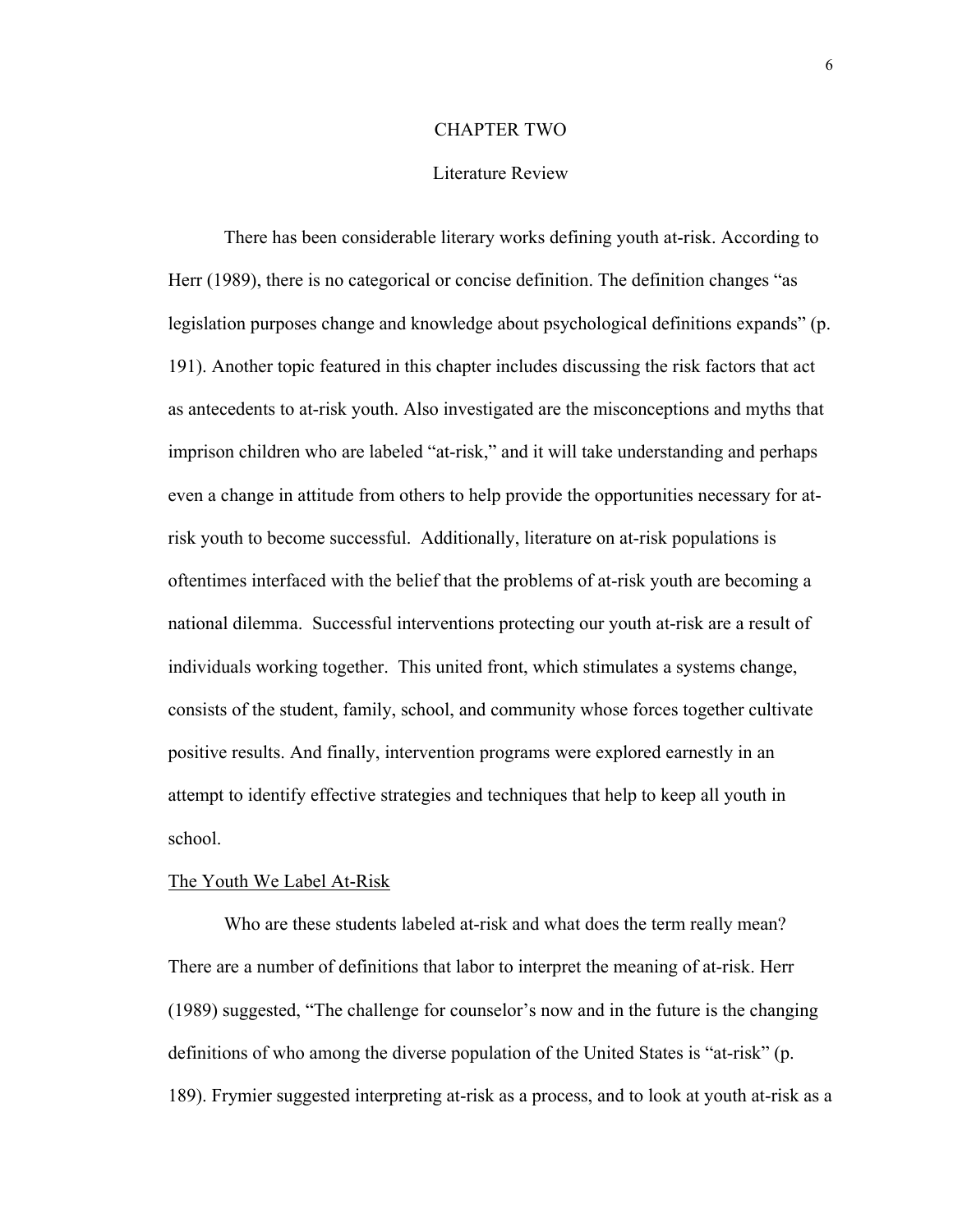# CHAPTER TWO

## Literature Review

There has been considerable literary works defining youth at-risk. According to Herr (1989), there is no categorical or concise definition. The definition changes "as legislation purposes change and knowledge about psychological definitions expands" (p. 191). Another topic featured in this chapter includes discussing the risk factors that act as antecedents to at-risk youth. Also investigated are the misconceptions and myths that imprison children who are labeled "at-risk," and it will take understanding and perhaps even a change in attitude from others to help provide the opportunities necessary for at-risk youth to become successful. Additionally, literature on at-risk populations is oftentimes interfaced with the belief that the problems of at-risk youth are becoming a national dilemma. Successful interventions protecting our youth at-risk are a result of individuals working together. This united front, which stimulates a systems change, consists of the student, family, school, and community whose forces together cultivate positive results. And finally, intervention programs were explored earnestly in an attempt to identify effective strategies and techniques that help to keep all youth in school.

### The Youth We Label At-Risk

Who are these students labeled at-risk and what does the term really mean? There are a number of definitions that labor to interpret the meaning of at-risk. Herr (1989) suggested, "The challenge for counselor's now and in the future is the changing definitions of who among the diverse population of the United States is "at-risk" (p. 189). Frymier suggested interpreting at-risk as a process, and to look at youth at-risk as a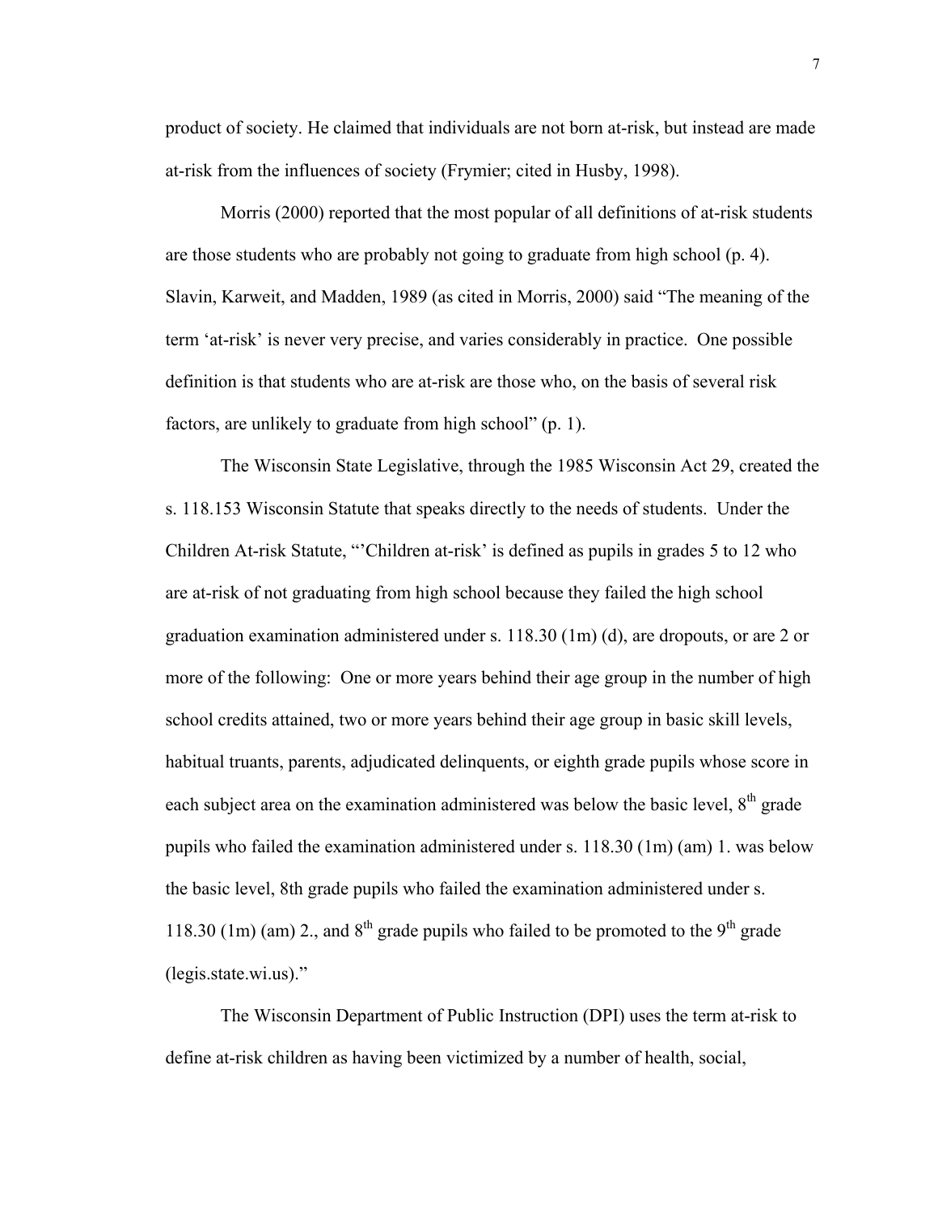product of society. He claimed that individuals are not born at-risk, but instead are made at-risk from the influences of society (Frymier; cited in Husby, 1998).

Morris (2000) reported that the most popular of all definitions of at-risk students are those students who are probably not going to graduate from high school (p. 4). Slavin, Karweit, and Madden, 1989 (as cited in Morris, 2000) said "The meaning of the term 'at-risk' is never very precise, and varies considerably in practice. One possible definition is that students who are at-risk are those who, on the basis of several risk factors, are unlikely to graduate from high school" (p. 1).

The Wisconsin State Legislative, through the 1985 Wisconsin Act 29, created the s. 118.153 Wisconsin Statute that speaks directly to the needs of students. Under the Children At-risk Statute, "'Children at-risk' is defined as pupils in grades 5 to 12 who are at-risk of not graduating from high school because they failed the high school graduation examination administered under s. 118.30 (1m) (d), are dropouts, or are 2 or more of the following: One or more years behind their age group in the number of high school credits attained, two or more years behind their age group in basic skill levels, habitual truants, parents, adjudicated delinquents, or eighth grade pupils whose score in each subject area on the examination administered was below the basic level, 8th grade pupils who failed the examination administered under s. 118.30 (1m) (am) 1. was below the basic level, 8th grade pupils who failed the examination administered under s. 118.30 (1m) (am) 2., and 8th grade pupils who failed to be promoted to the 9th grade (legis.state.wi.us)."

The Wisconsin Department of Public Instruction (DPI) uses the term at-risk to define at-risk children as having been victimized by a number of health, social,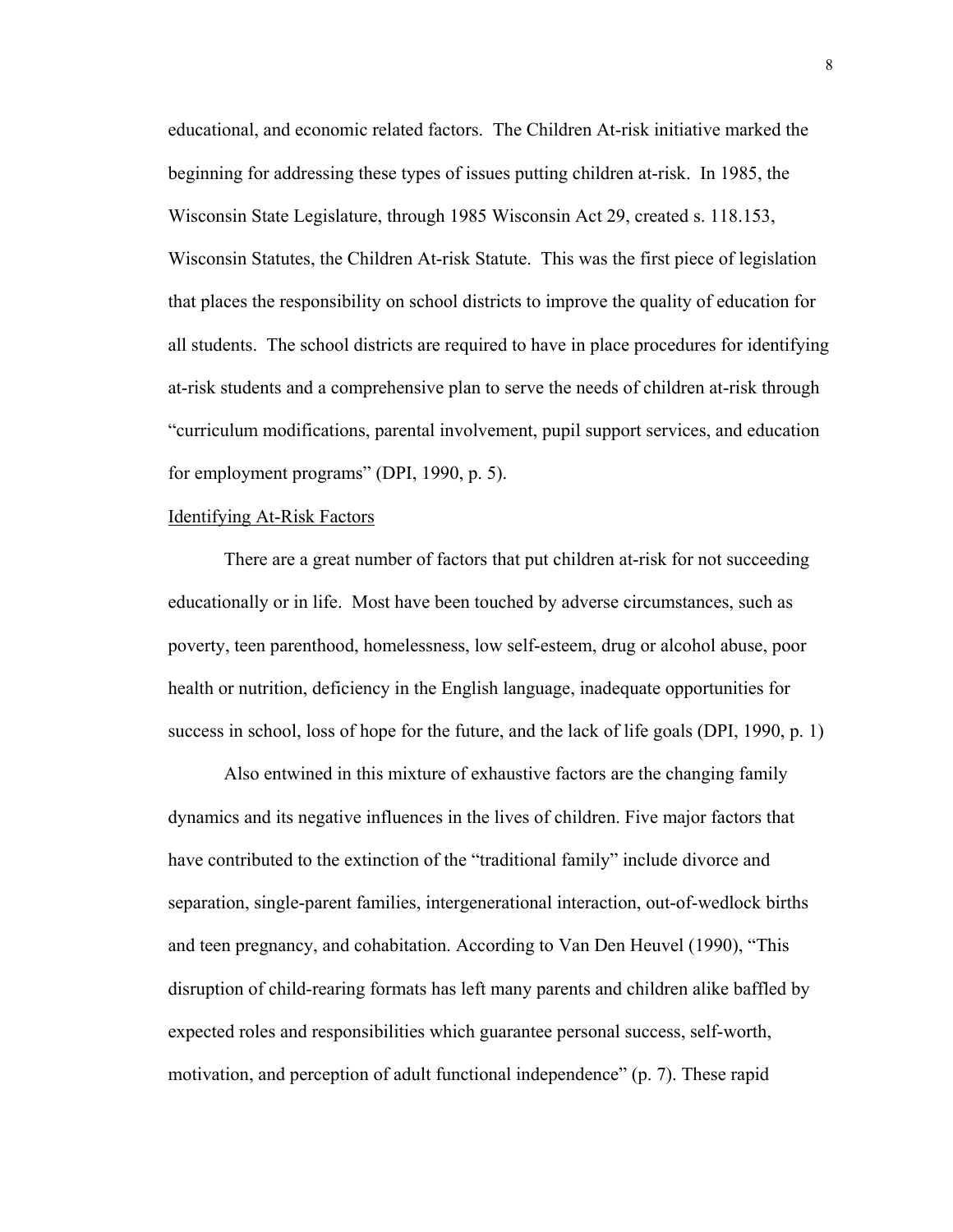educational, and economic related factors. The Children At-risk initiative marked the beginning for addressing these types of issues putting children at-risk. In 1985, the Wisconsin State Legislature, through 1985 Wisconsin Act 29, created s. 118.153, Wisconsin Statutes, the Children At-risk Statute. This was the first piece of legislation that places the responsibility on school districts to improve the quality of education for all students. The school districts are required to have in place procedures for identifying at-risk students and a comprehensive plan to serve the needs of children at-risk through "curriculum modifications, parental involvement, pupil support services, and education for employment programs" (DPI, 1990, p. 5).

Identifying At-Risk Factors

There are a great number of factors that put children at-risk for not succeeding educationally or in life. Most have been touched by adverse circumstances, such as poverty, teen parenthood, homelessness, low self-esteem, drug or alcohol abuse, poor health or nutrition, deficiency in the English language, inadequate opportunities for success in school, loss of hope for the future, and the lack of life goals (DPI, 1990, p. 1)

Also entwined in this mixture of exhaustive factors are the changing family dynamics and its negative influences in the lives of children. Five major factors that have contributed to the extinction of the "traditional family" include divorce and separation, single-parent families, intergenerational interaction, out-of-wedlock births and teen pregnancy, and cohabitation. According to Van Den Heuvel (1990), "This disruption of child-rearing formats has left many parents and children alike baffled by expected roles and responsibilities which guarantee personal success, self-worth, motivation, and perception of adult functional independence" (p. 7). These rapid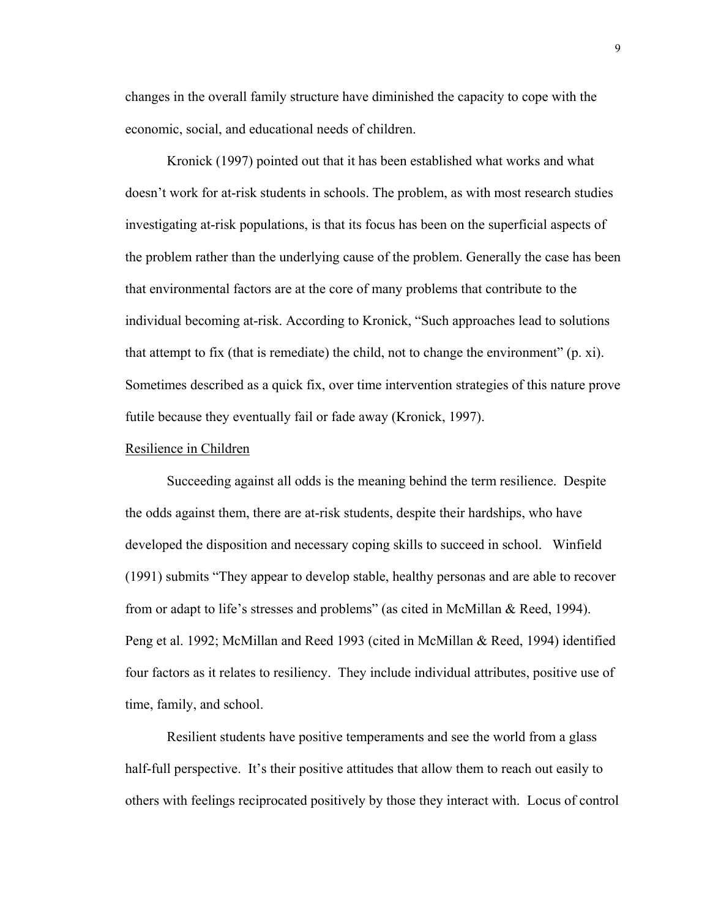changes in the overall family structure have diminished the capacity to cope with the economic, social, and educational needs of children.

Kronick (1997) pointed out that it has been established what works and what doesn't work for at-risk students in schools. The problem, as with most research studies investigating at-risk populations, is that its focus has been on the superficial aspects of the problem rather than the underlying cause of the problem. Generally the case has been that environmental factors are at the core of many problems that contribute to the individual becoming at-risk. According to Kronick, "Such approaches lead to solutions that attempt to fix (that is remediate) the child, not to change the environment" (p. xi). Sometimes described as a quick fix, over time intervention strategies of this nature prove futile because they eventually fail or fade away (Kronick, 1997).

## Resilience in Children

Succeeding against all odds is the meaning behind the term resilience. Despite the odds against them, there are at-risk students, despite their hardships, who have developed the disposition and necessary coping skills to succeed in school. Winfield (1991) submits "They appear to develop stable, healthy personas and are able to recover from or adapt to life's stresses and problems" (as cited in McMillan & Reed, 1994). Peng et al. 1992; McMillan and Reed 1993 (cited in McMillan & Reed, 1994) identified four factors as it relates to resiliency. They include individual attributes, positive use of time, family, and school.

Resilient students have positive temperaments and see the world from a glass half-full perspective. It's their positive attitudes that allow them to reach out easily to others with feelings reciprocated positively by those they interact with. Locus of control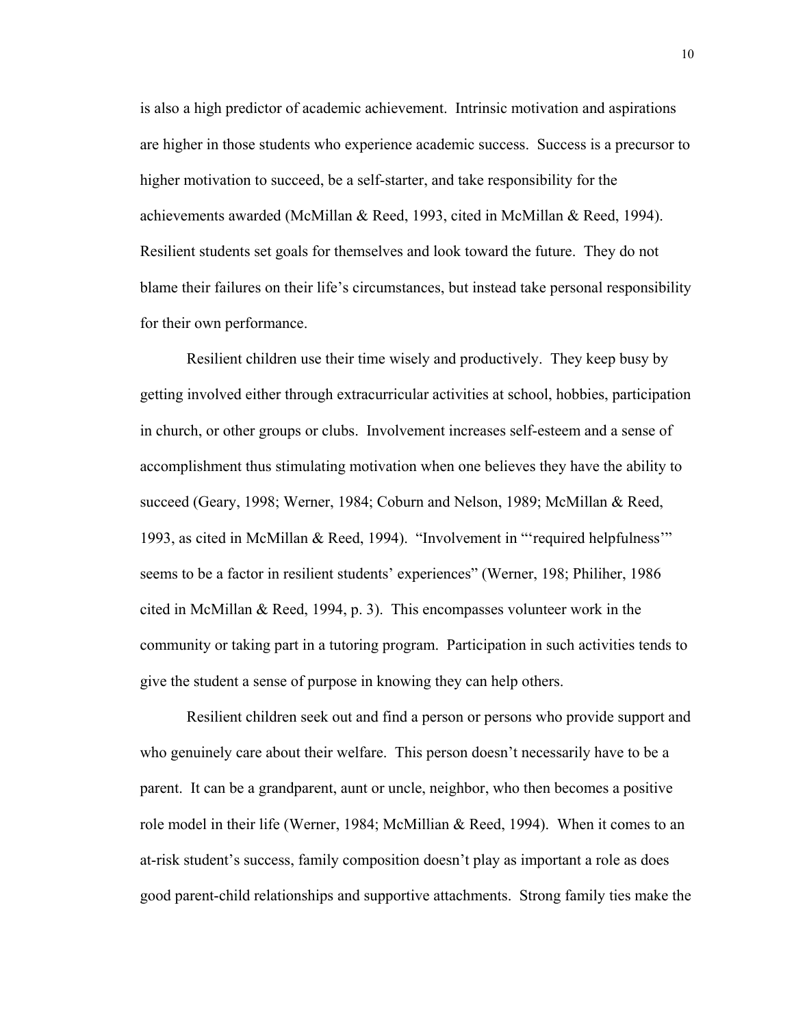is also a high predictor of academic achievement. Intrinsic motivation and aspirations are higher in those students who experience academic success. Success is a precursor to higher motivation to succeed, be a self-starter, and take responsibility for the achievements awarded (McMillan & Reed, 1993, cited in McMillan & Reed, 1994). Resilient students set goals for themselves and look toward the future. They do not blame their failures on their life's circumstances, but instead take personal responsibility for their own performance.

Resilient children use their time wisely and productively. They keep busy by getting involved either through extracurricular activities at school, hobbies, participation in church, or other groups or clubs. Involvement increases self-esteem and a sense of accomplishment thus stimulating motivation when one believes they have the ability to succeed (Geary, 1998; Werner, 1984; Coburn and Nelson, 1989; McMillan & Reed, 1993, as cited in McMillan & Reed, 1994). "Involvement in "'required helpfulness'" seems to be a factor in resilient students' experiences" (Werner, 198; Philiher, 1986 cited in McMillan & Reed, 1994, p. 3). This encompasses volunteer work in the community or taking part in a tutoring program. Participation in such activities tends to give the student a sense of purpose in knowing they can help others.

Resilient children seek out and find a person or persons who provide support and who genuinely care about their welfare. This person doesn't necessarily have to be a parent. It can be a grandparent, aunt or uncle, neighbor, who then becomes a positive role model in their life (Werner, 1984; McMillian & Reed, 1994). When it comes to an at-risk student's success, family composition doesn't play as important a role as does good parent-child relationships and supportive attachments. Strong family ties make the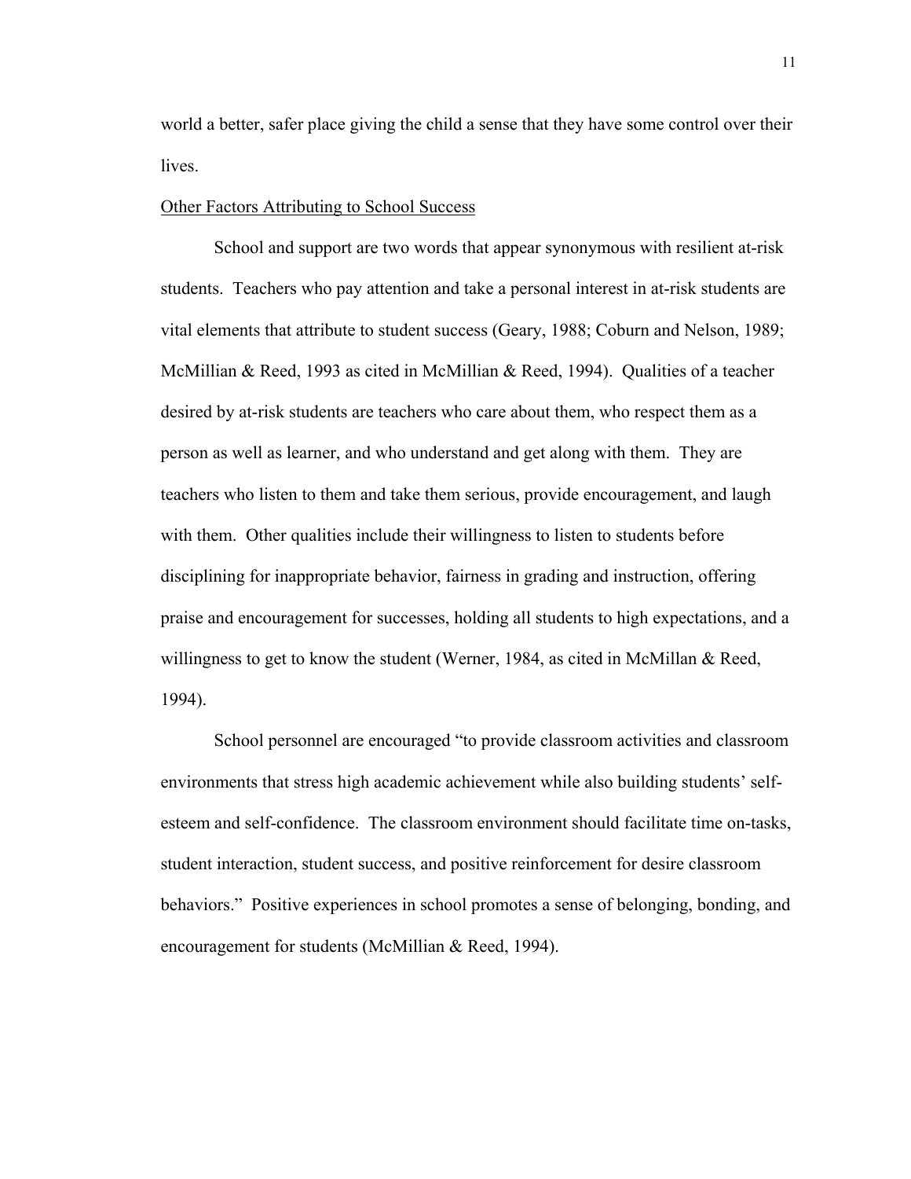world a better, safer place giving the child a sense that they have some control over their lives.

Other Factors Attributing to School Success

School and support are two words that appear synonymous with resilient at-risk students. Teachers who pay attention and take a personal interest in at-risk students are vital elements that attribute to student success (Geary, 1988; Coburn and Nelson, 1989; McMillian & Reed, 1993 as cited in McMillian & Reed, 1994). Qualities of a teacher desired by at-risk students are teachers who care about them, who respect them as a person as well as learner, and who understand and get along with them. They are teachers who listen to them and take them serious, provide encouragement, and laugh with them. Other qualities include their willingness to listen to students before disciplining for inappropriate behavior, fairness in grading and instruction, offering praise and encouragement for successes, holding all students to high expectations, and a willingness to get to know the student (Werner, 1984, as cited in McMillan & Reed, 1994).

School personnel are encouraged "to provide classroom activities and classroom environments that stress high academic achievement while also building students' self-esteem and self-confidence. The classroom environment should facilitate time on-tasks, student interaction, student success, and positive reinforcement for desire classroom behaviors." Positive experiences in school promotes a sense of belonging, bonding, and encouragement for students (McMillian & Reed, 1994).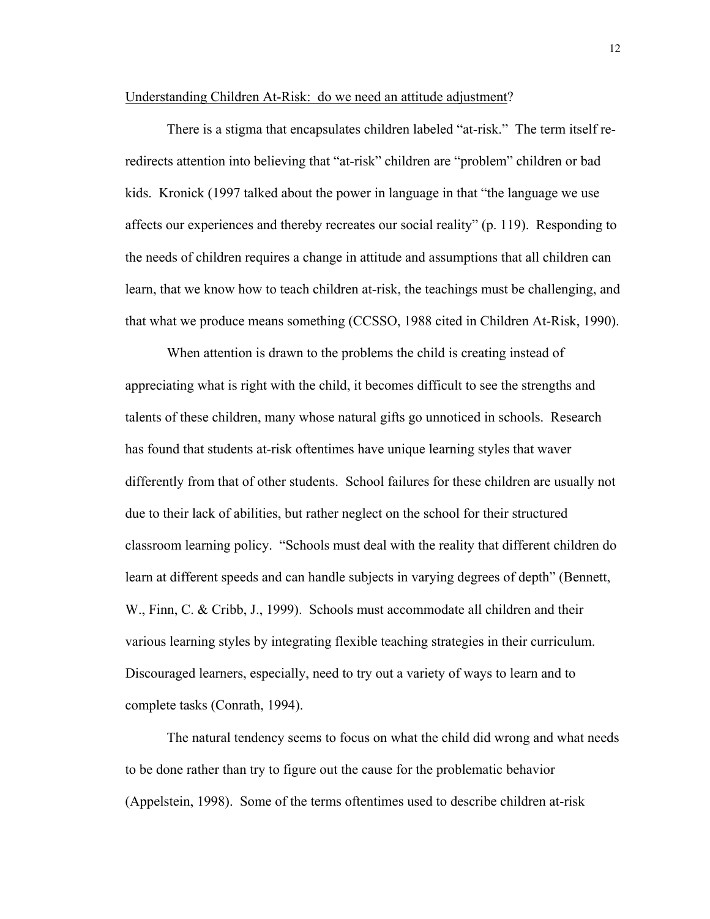Understanding Children At-Risk: do we need an attitude adjustment?

There is a stigma that encapsulates children labeled "at-risk." The term itself re-redirects attention into believing that "at-risk" children are "problem" children or bad kids. Kronick (1997 talked about the power in language in that "the language we use affects our experiences and thereby recreates our social reality" (p. 119). Responding to the needs of children requires a change in attitude and assumptions that all children can learn, that we know how to teach children at-risk, the teachings must be challenging, and that what we produce means something (CCSSO, 1988 cited in Children At-Risk, 1990).

When attention is drawn to the problems the child is creating instead of appreciating what is right with the child, it becomes difficult to see the strengths and talents of these children, many whose natural gifts go unnoticed in schools. Research has found that students at-risk oftentimes have unique learning styles that waver differently from that of other students. School failures for these children are usually not due to their lack of abilities, but rather neglect on the school for their structured classroom learning policy. "Schools must deal with the reality that different children do learn at different speeds and can handle subjects in varying degrees of depth" (Bennett, W., Finn, C. & Cribb, J., 1999). Schools must accommodate all children and their various learning styles by integrating flexible teaching strategies in their curriculum. Discouraged learners, especially, need to try out a variety of ways to learn and to complete tasks (Conrath, 1994).

The natural tendency seems to focus on what the child did wrong and what needs to be done rather than try to figure out the cause for the problematic behavior (Appelstein, 1998). Some of the terms oftentimes used to describe children at-risk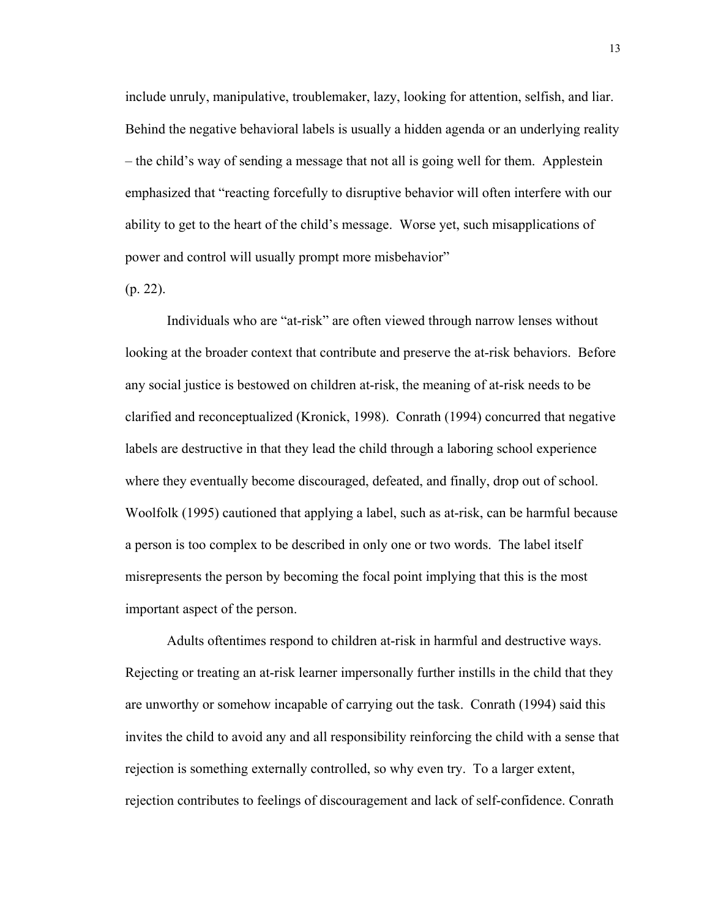include unruly, manipulative, troublemaker, lazy, looking for attention, selfish, and liar. Behind the negative behavioral labels is usually a hidden agenda or an underlying reality – the child's way of sending a message that not all is going well for them. Applestein emphasized that "reacting forcefully to disruptive behavior will often interfere with our ability to get to the heart of the child's message. Worse yet, such misapplications of power and control will usually prompt more misbehavior" (p. 22).

Individuals who are "at-risk" are often viewed through narrow lenses without looking at the broader context that contribute and preserve the at-risk behaviors. Before any social justice is bestowed on children at-risk, the meaning of at-risk needs to be clarified and reconceptualized (Kronick, 1998). Conrath (1994) concurred that negative labels are destructive in that they lead the child through a laboring school experience where they eventually become discouraged, defeated, and finally, drop out of school. Woolfolk (1995) cautioned that applying a label, such as at-risk, can be harmful because a person is too complex to be described in only one or two words. The label itself misrepresents the person by becoming the focal point implying that this is the most important aspect of the person.

Adults oftentimes respond to children at-risk in harmful and destructive ways. Rejecting or treating an at-risk learner impersonally further instills in the child that they are unworthy or somehow incapable of carrying out the task. Conrath (1994) said this invites the child to avoid any and all responsibility reinforcing the child with a sense that rejection is something externally controlled, so why even try. To a larger extent, rejection contributes to feelings of discouragement and lack of self-confidence. Conrath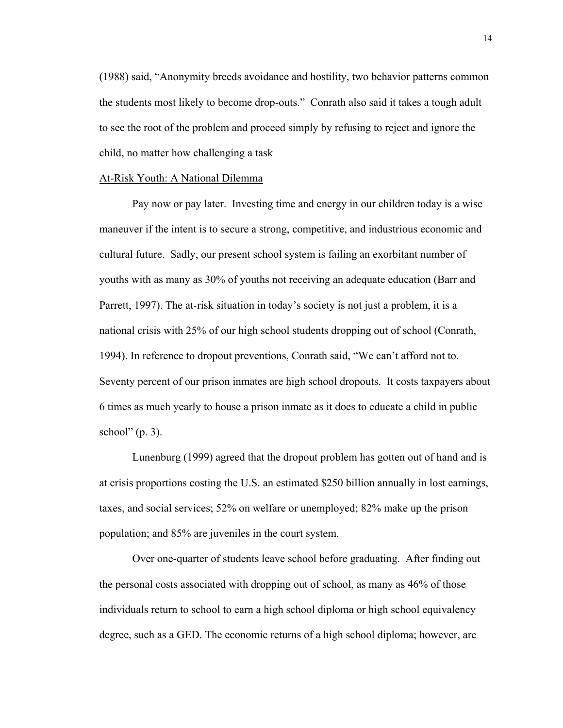(1988) said, "Anonymity breeds avoidance and hostility, two behavior patterns common the students most likely to become drop-outs." Conrath also said it takes a tough adult to see the root of the problem and proceed simply by refusing to reject and ignore the child, no matter how challenging a task

At-Risk Youth: A National Dilemma

Pay now or pay later. Investing time and energy in our children today is a wise maneuver if the intent is to secure a strong, competitive, and industrious economic and cultural future. Sadly, our present school system is failing an exorbitant number of youths with as many as 30% of youths not receiving an adequate education (Barr and Parrett, 1997). The at-risk situation in today's society is not just a problem, it is a national crisis with 25% of our high school students dropping out of school (Conrath, 1994). In reference to dropout preventions, Conrath said, "We can't afford not to. Seventy percent of our prison inmates are high school dropouts. It costs taxpayers about 6 times as much yearly to house a prison inmate as it does to educate a child in public school" (p. 3).

Lunenburg (1999) agreed that the dropout problem has gotten out of hand and is at crisis proportions costing the U.S. an estimated $250 billion annually in lost earnings, taxes, and social services; 52% on welfare or unemployed; 82% make up the prison population; and 85% are juveniles in the court system.

Over one-quarter of students leave school before graduating. After finding out the personal costs associated with dropping out of school, as many as 46% of those individuals return to school to earn a high school diploma or high school equivalency degree, such as a GED. The economic returns of a high school diploma; however, are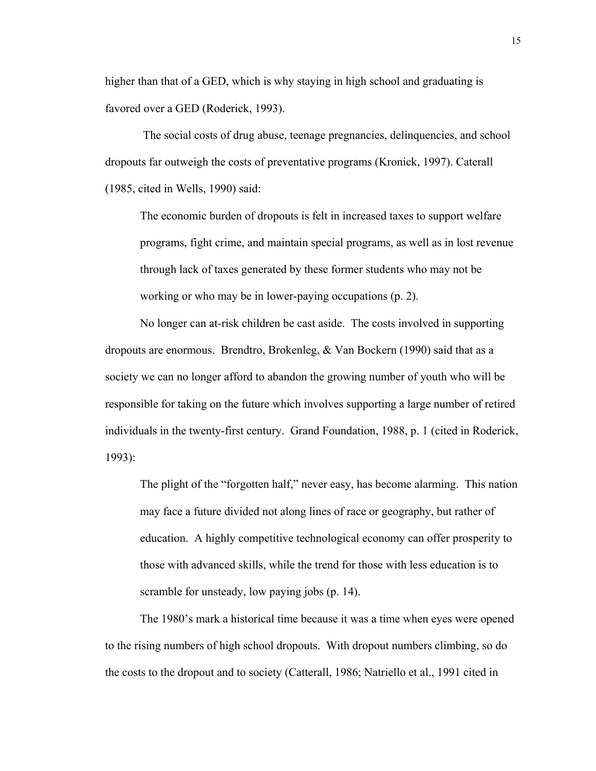higher than that of a GED, which is why staying in high school and graduating is favored over a GED (Roderick, 1993).

The social costs of drug abuse, teenage pregnancies, delinquencies, and school dropouts far outweigh the costs of preventative programs (Kronick, 1997). Caterall (1985, cited in Wells, 1990) said:

> The economic burden of dropouts is felt in increased taxes to support welfare programs, fight crime, and maintain special programs, as well as in lost revenue through lack of taxes generated by these former students who may not be working or who may be in lower-paying occupations (p. 2).

No longer can at-risk children be cast aside. The costs involved in supporting dropouts are enormous. Brendtro, Brokenleg, & Van Bockern (1990) said that as a society we can no longer afford to abandon the growing number of youth who will be responsible for taking on the future which involves supporting a large number of retired individuals in the twenty-first century. Grand Foundation, 1988, p. 1 (cited in Roderick, 1993):

> The plight of the "forgotten half," never easy, has become alarming. This nation may face a future divided not along lines of race or geography, but rather of education. A highly competitive technological economy can offer prosperity to those with advanced skills, while the trend for those with less education is to scramble for unsteady, low paying jobs (p. 14).

The 1980's mark a historical time because it was a time when eyes were opened to the rising numbers of high school dropouts. With dropout numbers climbing, so do the costs to the dropout and to society (Catterall, 1986; Natriello et al., 1991 cited in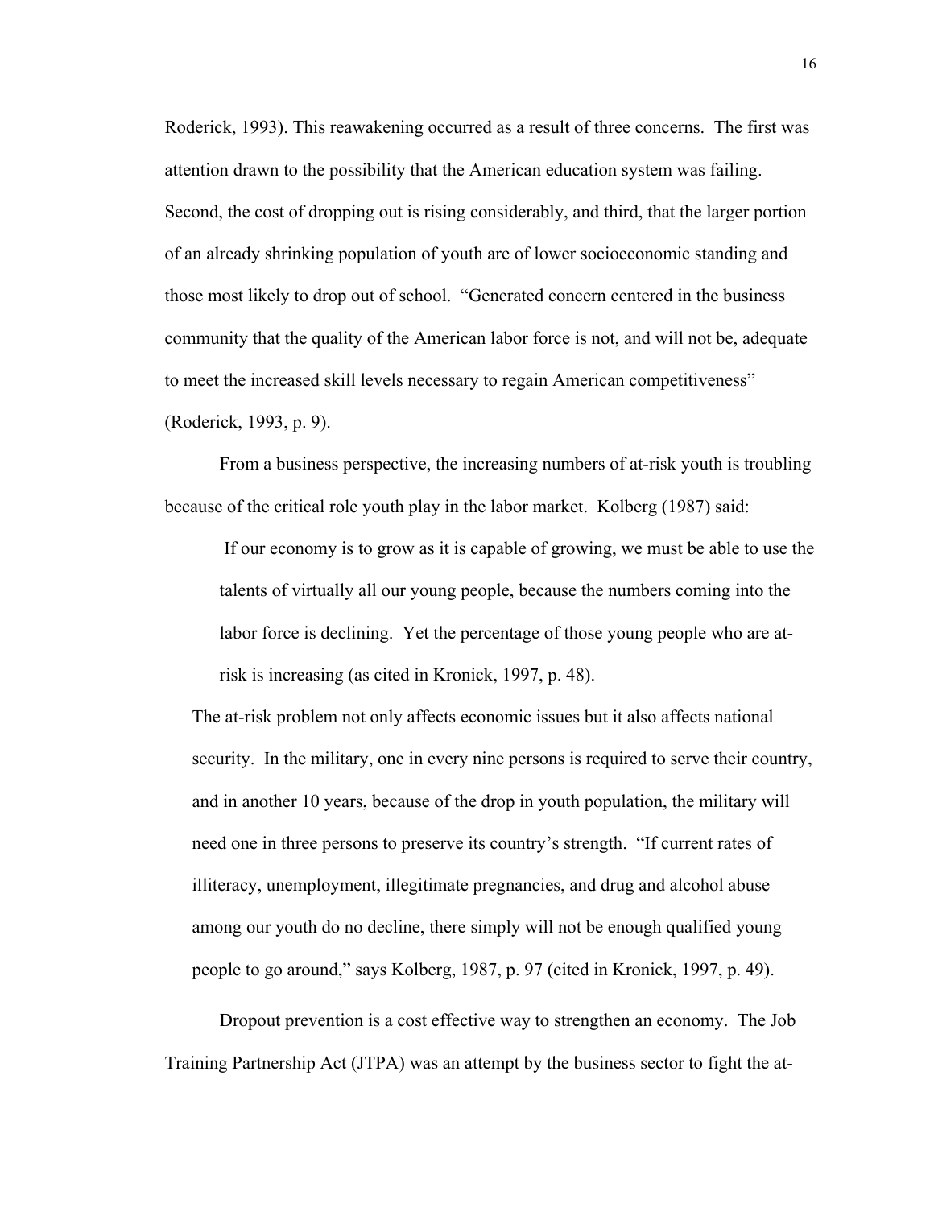Roderick, 1993). This reawakening occurred as a result of three concerns. The first was attention drawn to the possibility that the American education system was failing. Second, the cost of dropping out is rising considerably, and third, that the larger portion of an already shrinking population of youth are of lower socioeconomic standing and those most likely to drop out of school. "Generated concern centered in the business community that the quality of the American labor force is not, and will not be, adequate to meet the increased skill levels necessary to regain American competitiveness" (Roderick, 1993, p. 9).

From a business perspective, the increasing numbers of at-risk youth is troubling because of the critical role youth play in the labor market. Kolberg (1987) said:

> If our economy is to grow as it is capable of growing, we must be able to use the talents of virtually all our young people, because the numbers coming into the labor force is declining. Yet the percentage of those young people who are at-risk is increasing (as cited in Kronick, 1997, p. 48).

The at-risk problem not only affects economic issues but it also affects national security. In the military, one in every nine persons is required to serve their country, and in another 10 years, because of the drop in youth population, the military will need one in three persons to preserve its country's strength. "If current rates of illiteracy, unemployment, illegitimate pregnancies, and drug and alcohol abuse among our youth do no decline, there simply will not be enough qualified young people to go around," says Kolberg, 1987, p. 97 (cited in Kronick, 1997, p. 49).

Dropout prevention is a cost effective way to strengthen an economy. The Job Training Partnership Act (JTPA) was an attempt by the business sector to fight the at-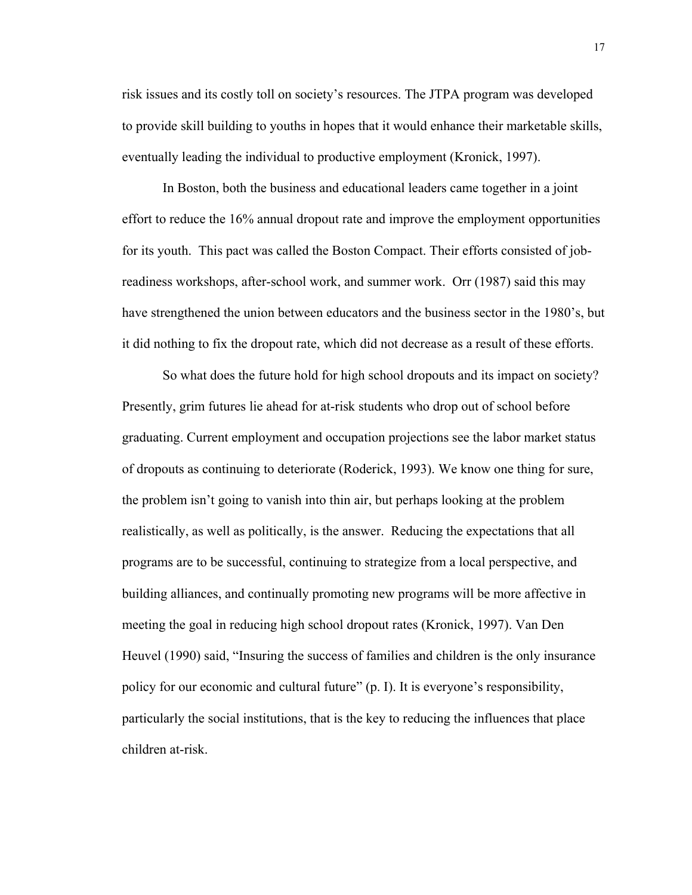risk issues and its costly toll on society's resources. The JTPA program was developed to provide skill building to youths in hopes that it would enhance their marketable skills, eventually leading the individual to productive employment (Kronick, 1997).

In Boston, both the business and educational leaders came together in a joint effort to reduce the 16% annual dropout rate and improve the employment opportunities for its youth. This pact was called the Boston Compact. Their efforts consisted of job-readiness workshops, after-school work, and summer work. Orr (1987) said this may have strengthened the union between educators and the business sector in the 1980's, but it did nothing to fix the dropout rate, which did not decrease as a result of these efforts.

So what does the future hold for high school dropouts and its impact on society? Presently, grim futures lie ahead for at-risk students who drop out of school before graduating. Current employment and occupation projections see the labor market status of dropouts as continuing to deteriorate (Roderick, 1993). We know one thing for sure, the problem isn't going to vanish into thin air, but perhaps looking at the problem realistically, as well as politically, is the answer. Reducing the expectations that all programs are to be successful, continuing to strategize from a local perspective, and building alliances, and continually promoting new programs will be more affective in meeting the goal in reducing high school dropout rates (Kronick, 1997). Van Den Heuvel (1990) said, "Insuring the success of families and children is the only insurance policy for our economic and cultural future" (p. I). It is everyone's responsibility, particularly the social institutions, that is the key to reducing the influences that place children at-risk.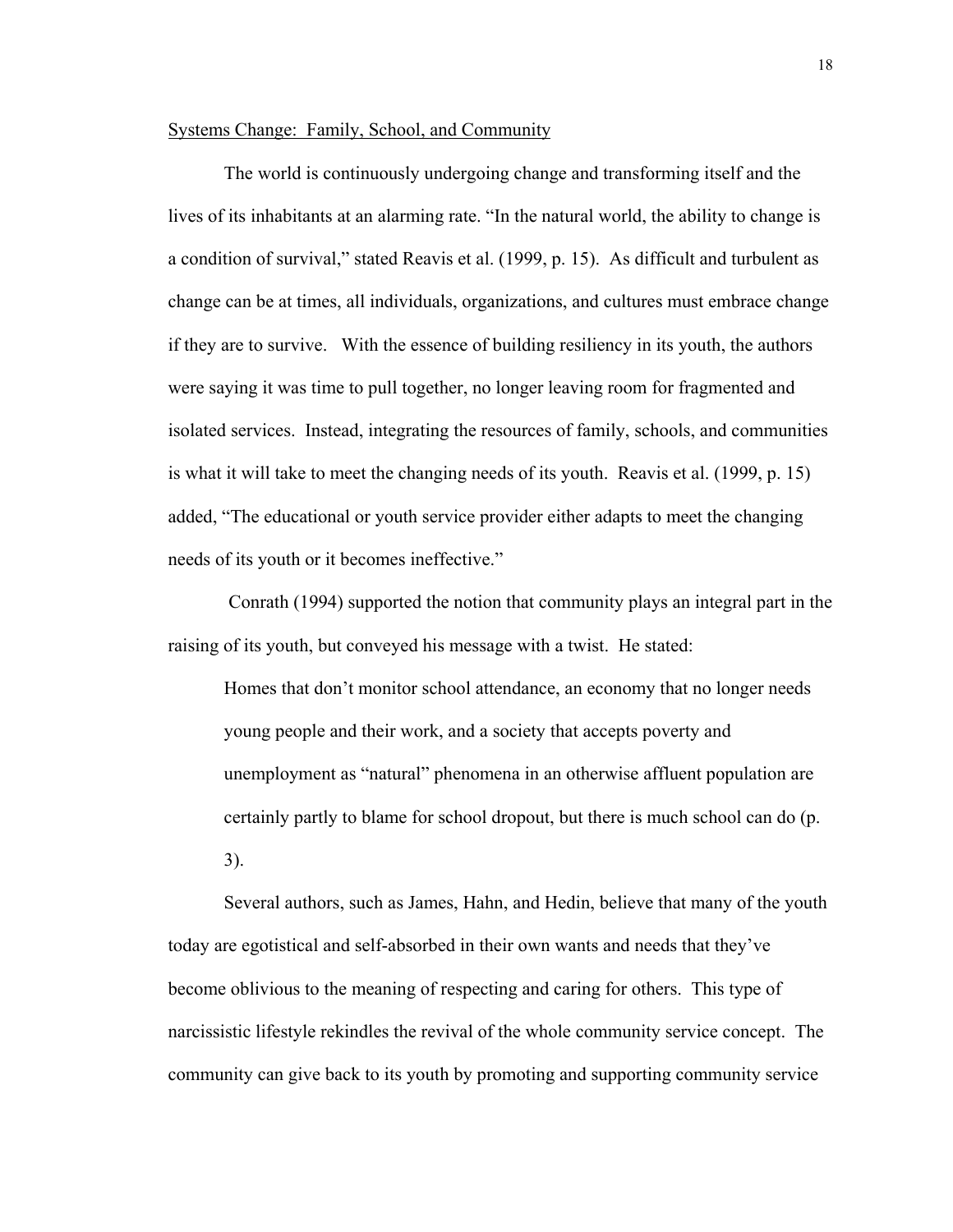## Systems Change: Family, School, and Community

The world is continuously undergoing change and transforming itself and the lives of its inhabitants at an alarming rate. "In the natural world, the ability to change is a condition of survival," stated Reavis et al. (1999, p. 15). As difficult and turbulent as change can be at times, all individuals, organizations, and cultures must embrace change if they are to survive. With the essence of building resiliency in its youth, the authors were saying it was time to pull together, no longer leaving room for fragmented and isolated services. Instead, integrating the resources of family, schools, and communities is what it will take to meet the changing needs of its youth. Reavis et al. (1999, p. 15) added, "The educational or youth service provider either adapts to meet the changing needs of its youth or it becomes ineffective."

Conrath (1994) supported the notion that community plays an integral part in the raising of its youth, but conveyed his message with a twist. He stated:

> Homes that don't monitor school attendance, an economy that no longer needs young people and their work, and a society that accepts poverty and unemployment as "natural" phenomena in an otherwise affluent population are certainly partly to blame for school dropout, but there is much school can do (p. 3).

Several authors, such as James, Hahn, and Hedin, believe that many of the youth today are egotistical and self-absorbed in their own wants and needs that they've become oblivious to the meaning of respecting and caring for others. This type of narcissistic lifestyle rekindles the revival of the whole community service concept. The community can give back to its youth by promoting and supporting community service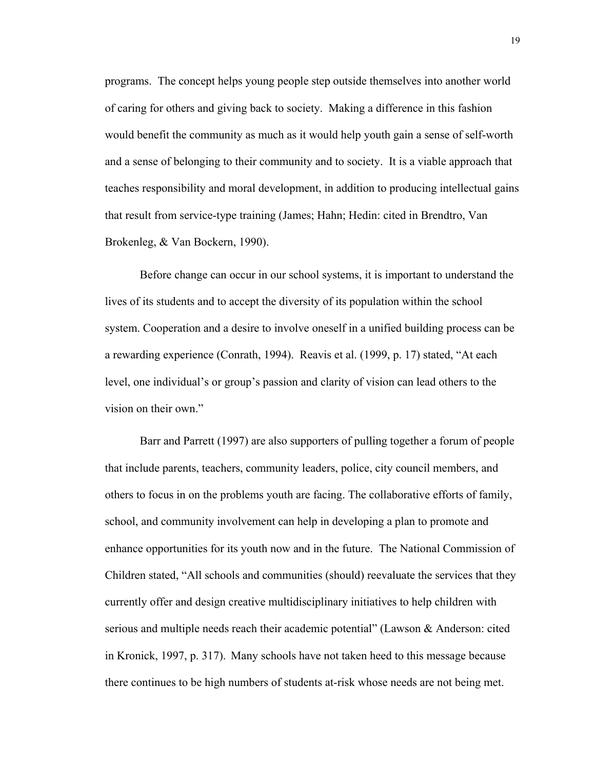programs. The concept helps young people step outside themselves into another world of caring for others and giving back to society. Making a difference in this fashion would benefit the community as much as it would help youth gain a sense of self-worth and a sense of belonging to their community and to society. It is a viable approach that teaches responsibility and moral development, in addition to producing intellectual gains that result from service-type training (James; Hahn; Hedin: cited in Brendtro, Van Brokenleg, & Van Bockern, 1990).

Before change can occur in our school systems, it is important to understand the lives of its students and to accept the diversity of its population within the school system. Cooperation and a desire to involve oneself in a unified building process can be a rewarding experience (Conrath, 1994). Reavis et al. (1999, p. 17) stated, "At each level, one individual's or group's passion and clarity of vision can lead others to the vision on their own."

Barr and Parrett (1997) are also supporters of pulling together a forum of people that include parents, teachers, community leaders, police, city council members, and others to focus in on the problems youth are facing. The collaborative efforts of family, school, and community involvement can help in developing a plan to promote and enhance opportunities for its youth now and in the future. The National Commission of Children stated, "All schools and communities (should) reevaluate the services that they currently offer and design creative multidisciplinary initiatives to help children with serious and multiple needs reach their academic potential" (Lawson & Anderson: cited in Kronick, 1997, p. 317). Many schools have not taken heed to this message because there continues to be high numbers of students at-risk whose needs are not being met.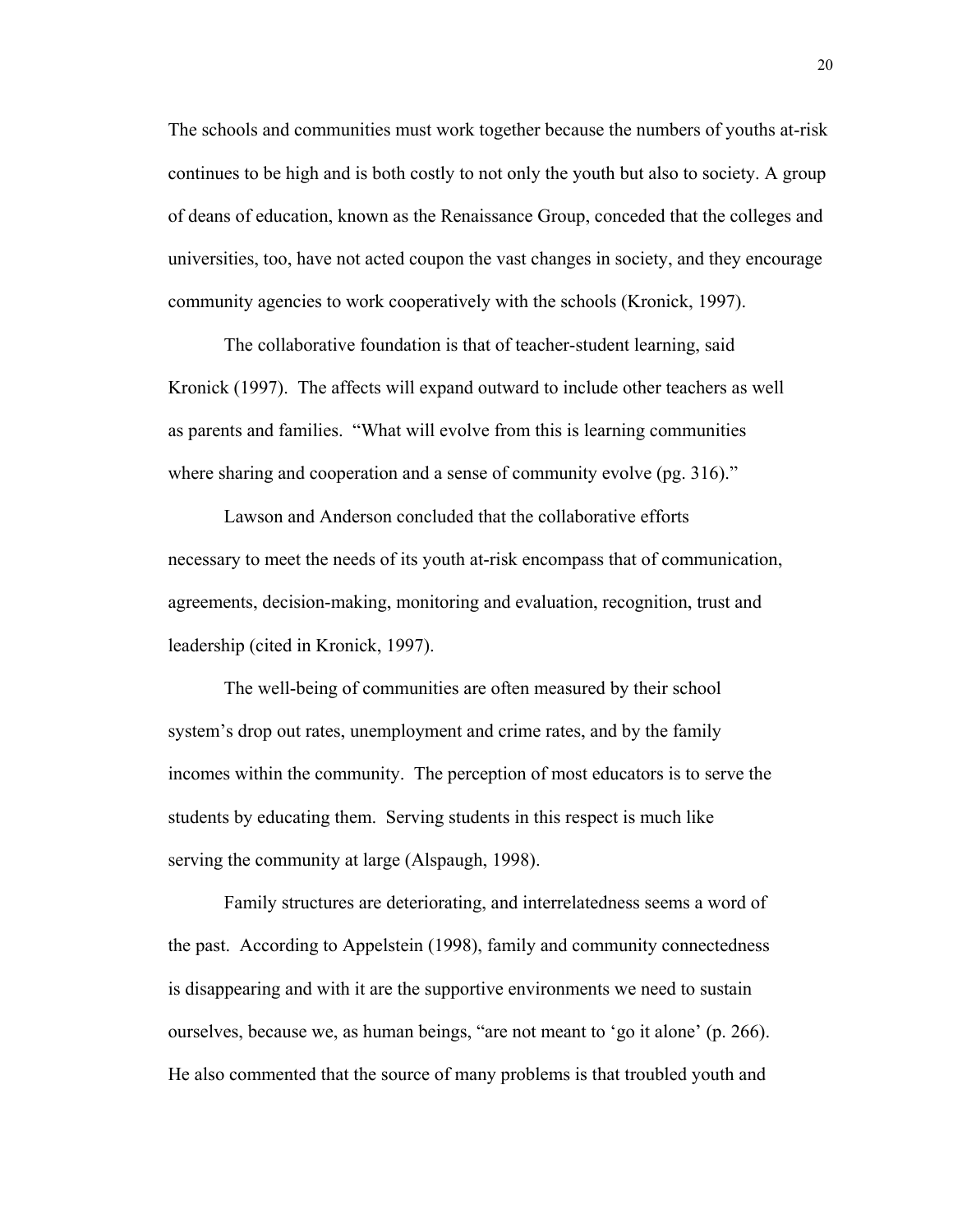The schools and communities must work together because the numbers of youths at-risk continues to be high and is both costly to not only the youth but also to society. A group of deans of education, known as the Renaissance Group, conceded that the colleges and universities, too, have not acted coupon the vast changes in society, and they encourage community agencies to work cooperatively with the schools (Kronick, 1997).

The collaborative foundation is that of teacher-student learning, said Kronick (1997). The affects will expand outward to include other teachers as well as parents and families. "What will evolve from this is learning communities where sharing and cooperation and a sense of community evolve (pg. 316)."

Lawson and Anderson concluded that the collaborative efforts necessary to meet the needs of its youth at-risk encompass that of communication, agreements, decision-making, monitoring and evaluation, recognition, trust and leadership (cited in Kronick, 1997).

The well-being of communities are often measured by their school system's drop out rates, unemployment and crime rates, and by the family incomes within the community. The perception of most educators is to serve the students by educating them. Serving students in this respect is much like serving the community at large (Alspaugh, 1998).

Family structures are deteriorating, and interrelatedness seems a word of the past. According to Appelstein (1998), family and community connectedness is disappearing and with it are the supportive environments we need to sustain ourselves, because we, as human beings, "are not meant to 'go it alone' (p. 266). He also commented that the source of many problems is that troubled youth and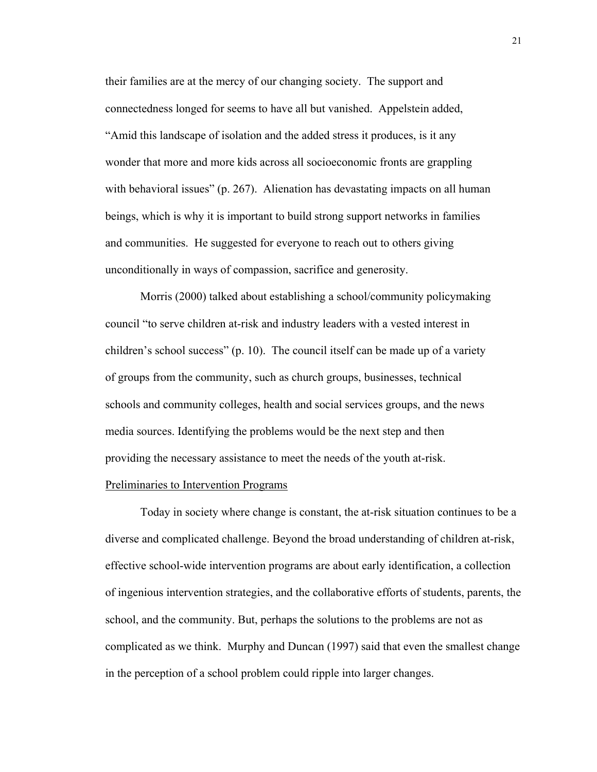their families are at the mercy of our changing society. The support and connectedness longed for seems to have all but vanished. Appelstein added, "Amid this landscape of isolation and the added stress it produces, is it any wonder that more and more kids across all socioeconomic fronts are grappling with behavioral issues" (p. 267). Alienation has devastating impacts on all human beings, which is why it is important to build strong support networks in families and communities. He suggested for everyone to reach out to others giving unconditionally in ways of compassion, sacrifice and generosity.

Morris (2000) talked about establishing a school/community policymaking council "to serve children at-risk and industry leaders with a vested interest in children's school success" (p. 10). The council itself can be made up of a variety of groups from the community, such as church groups, businesses, technical schools and community colleges, health and social services groups, and the news media sources. Identifying the problems would be the next step and then providing the necessary assistance to meet the needs of the youth at-risk.

## Preliminaries to Intervention Programs

Today in society where change is constant, the at-risk situation continues to be a diverse and complicated challenge. Beyond the broad understanding of children at-risk, effective school-wide intervention programs are about early identification, a collection of ingenious intervention strategies, and the collaborative efforts of students, parents, the school, and the community. But, perhaps the solutions to the problems are not as complicated as we think. Murphy and Duncan (1997) said that even the smallest change in the perception of a school problem could ripple into larger changes.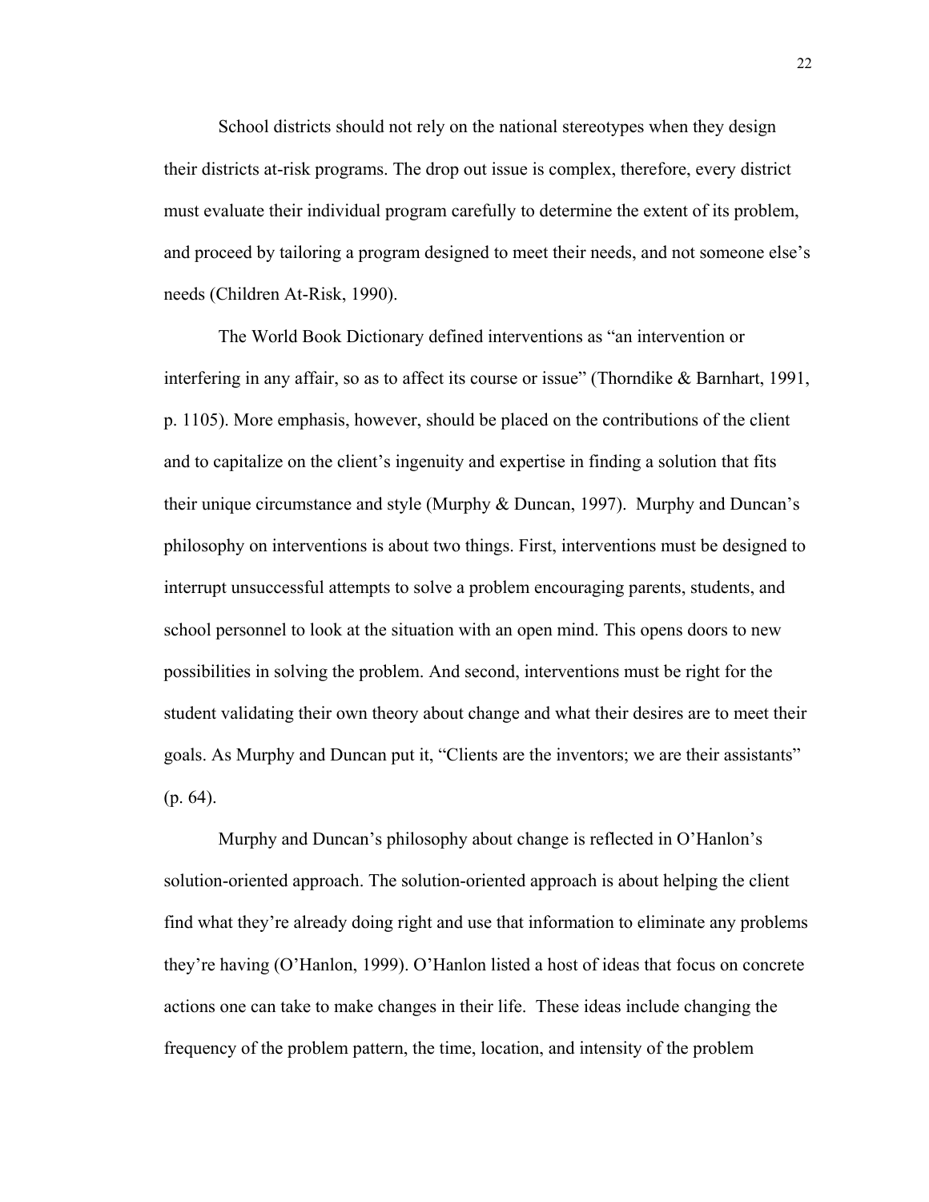School districts should not rely on the national stereotypes when they design their districts at-risk programs. The drop out issue is complex, therefore, every district must evaluate their individual program carefully to determine the extent of its problem, and proceed by tailoring a program designed to meet their needs, and not someone else's needs (Children At-Risk, 1990).

The World Book Dictionary defined interventions as "an intervention or interfering in any affair, so as to affect its course or issue" (Thorndike & Barnhart, 1991, p. 1105). More emphasis, however, should be placed on the contributions of the client and to capitalize on the client's ingenuity and expertise in finding a solution that fits their unique circumstance and style (Murphy & Duncan, 1997). Murphy and Duncan's philosophy on interventions is about two things. First, interventions must be designed to interrupt unsuccessful attempts to solve a problem encouraging parents, students, and school personnel to look at the situation with an open mind. This opens doors to new possibilities in solving the problem. And second, interventions must be right for the student validating their own theory about change and what their desires are to meet their goals. As Murphy and Duncan put it, "Clients are the inventors; we are their assistants" (p. 64).

Murphy and Duncan's philosophy about change is reflected in O'Hanlon's solution-oriented approach. The solution-oriented approach is about helping the client find what they're already doing right and use that information to eliminate any problems they're having (O'Hanlon, 1999). O'Hanlon listed a host of ideas that focus on concrete actions one can take to make changes in their life. These ideas include changing the frequency of the problem pattern, the time, location, and intensity of the problem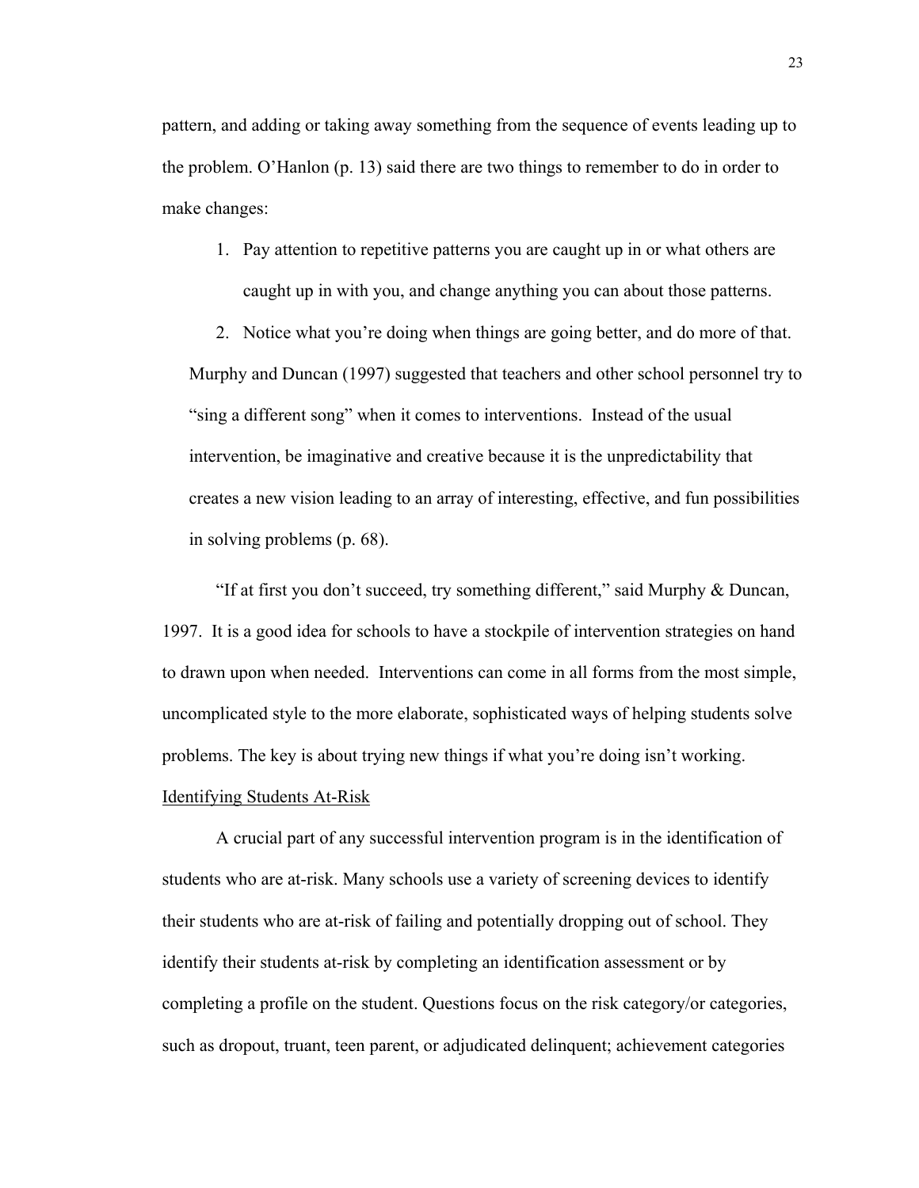pattern, and adding or taking away something from the sequence of events leading up to the problem. O'Hanlon (p. 13) said there are two things to remember to do in order to make changes:

1. Pay attention to repetitive patterns you are caught up in or what others are caught up in with you, and change anything you can about those patterns.
2. Notice what you're doing when things are going better, and do more of that.

Murphy and Duncan (1997) suggested that teachers and other school personnel try to "sing a different song" when it comes to interventions. Instead of the usual intervention, be imaginative and creative because it is the unpredictability that creates a new vision leading to an array of interesting, effective, and fun possibilities in solving problems (p. 68).

"If at first you don't succeed, try something different," said Murphy & Duncan, 1997. It is a good idea for schools to have a stockpile of intervention strategies on hand to drawn upon when needed. Interventions can come in all forms from the most simple, uncomplicated style to the more elaborate, sophisticated ways of helping students solve problems. The key is about trying new things if what you're doing isn't working.

Identifying Students At-Risk

A crucial part of any successful intervention program is in the identification of students who are at-risk. Many schools use a variety of screening devices to identify their students who are at-risk of failing and potentially dropping out of school. They identify their students at-risk by completing an identification assessment or by completing a profile on the student. Questions focus on the risk category/or categories, such as dropout, truant, teen parent, or adjudicated delinquent; achievement categories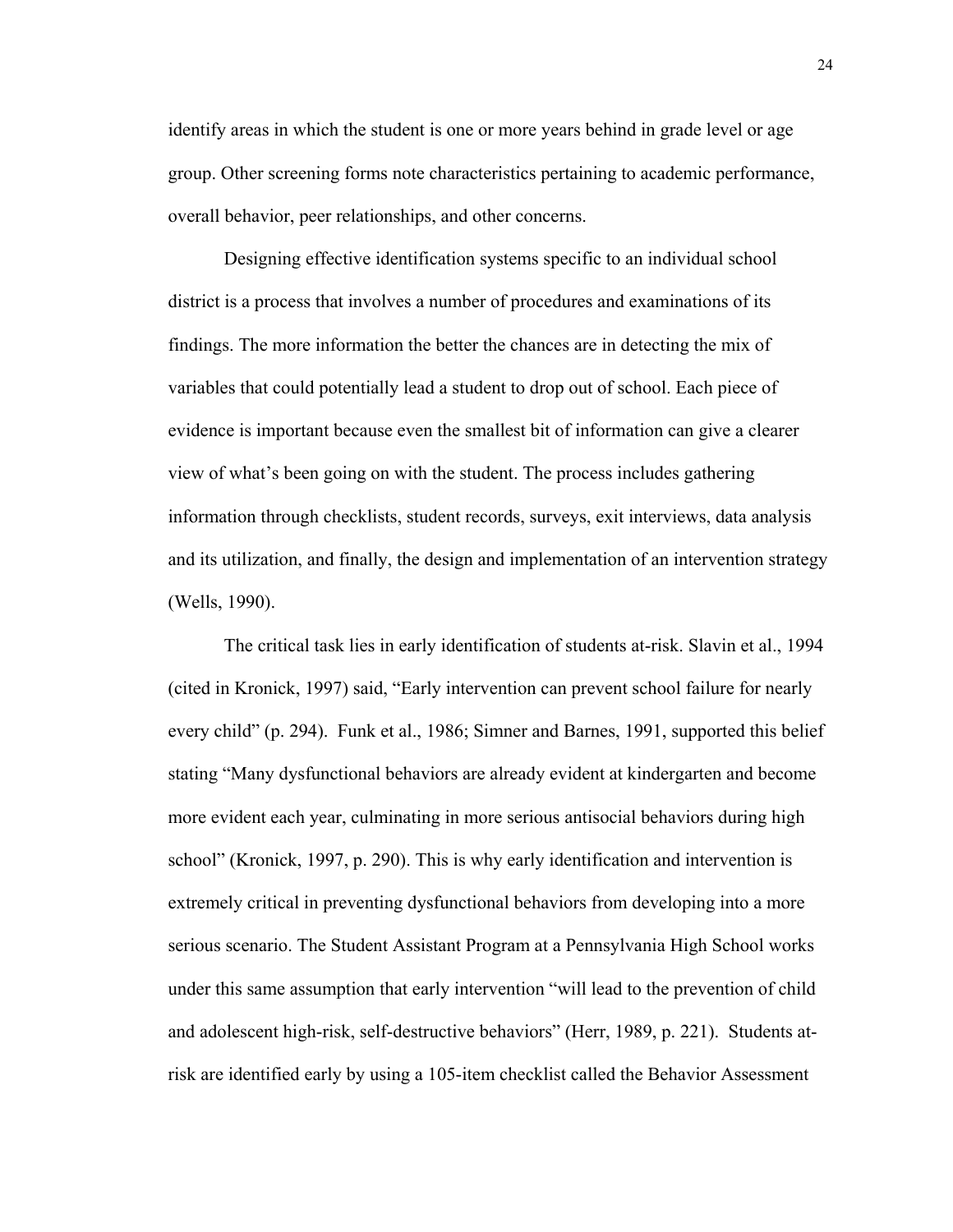identify areas in which the student is one or more years behind in grade level or age group. Other screening forms note characteristics pertaining to academic performance, overall behavior, peer relationships, and other concerns.

Designing effective identification systems specific to an individual school district is a process that involves a number of procedures and examinations of its findings. The more information the better the chances are in detecting the mix of variables that could potentially lead a student to drop out of school. Each piece of evidence is important because even the smallest bit of information can give a clearer view of what's been going on with the student. The process includes gathering information through checklists, student records, surveys, exit interviews, data analysis and its utilization, and finally, the design and implementation of an intervention strategy (Wells, 1990).

The critical task lies in early identification of students at-risk. Slavin et al., 1994 (cited in Kronick, 1997) said, "Early intervention can prevent school failure for nearly every child" (p. 294). Funk et al., 1986; Simner and Barnes, 1991, supported this belief stating "Many dysfunctional behaviors are already evident at kindergarten and become more evident each year, culminating in more serious antisocial behaviors during high school" (Kronick, 1997, p. 290). This is why early identification and intervention is extremely critical in preventing dysfunctional behaviors from developing into a more serious scenario. The Student Assistant Program at a Pennsylvania High School works under this same assumption that early intervention "will lead to the prevention of child and adolescent high-risk, self-destructive behaviors" (Herr, 1989, p. 221). Students at-risk are identified early by using a 105-item checklist called the Behavior Assessment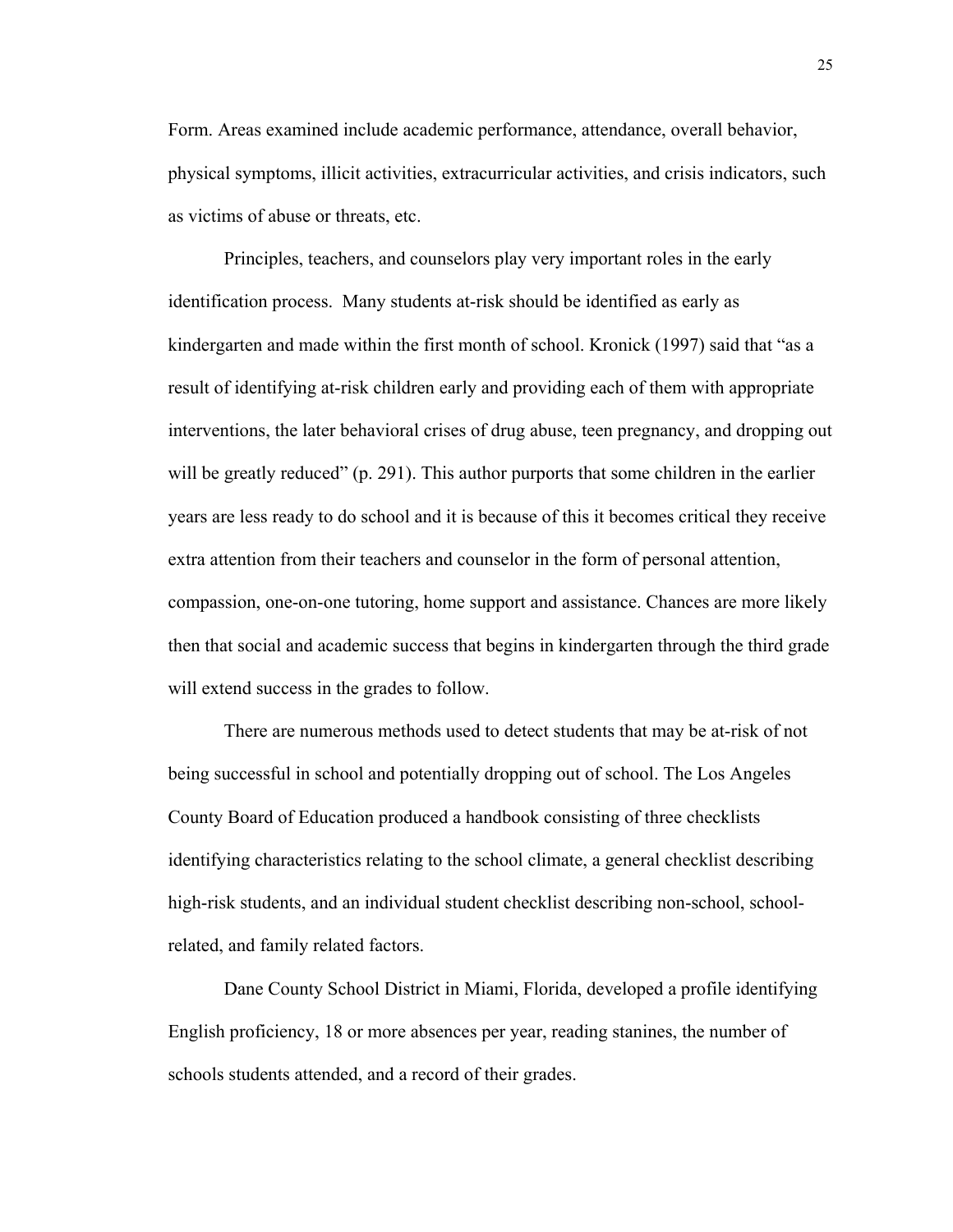Form. Areas examined include academic performance, attendance, overall behavior, physical symptoms, illicit activities, extracurricular activities, and crisis indicators, such as victims of abuse or threats, etc.

Principles, teachers, and counselors play very important roles in the early identification process. Many students at-risk should be identified as early as kindergarten and made within the first month of school. Kronick (1997) said that "as a result of identifying at-risk children early and providing each of them with appropriate interventions, the later behavioral crises of drug abuse, teen pregnancy, and dropping out will be greatly reduced" (p. 291). This author purports that some children in the earlier years are less ready to do school and it is because of this it becomes critical they receive extra attention from their teachers and counselor in the form of personal attention, compassion, one-on-one tutoring, home support and assistance. Chances are more likely then that social and academic success that begins in kindergarten through the third grade will extend success in the grades to follow.

There are numerous methods used to detect students that may be at-risk of not being successful in school and potentially dropping out of school. The Los Angeles County Board of Education produced a handbook consisting of three checklists identifying characteristics relating to the school climate, a general checklist describing high-risk students, and an individual student checklist describing non-school, school-related, and family related factors.

Dane County School District in Miami, Florida, developed a profile identifying English proficiency, 18 or more absences per year, reading stanines, the number of schools students attended, and a record of their grades.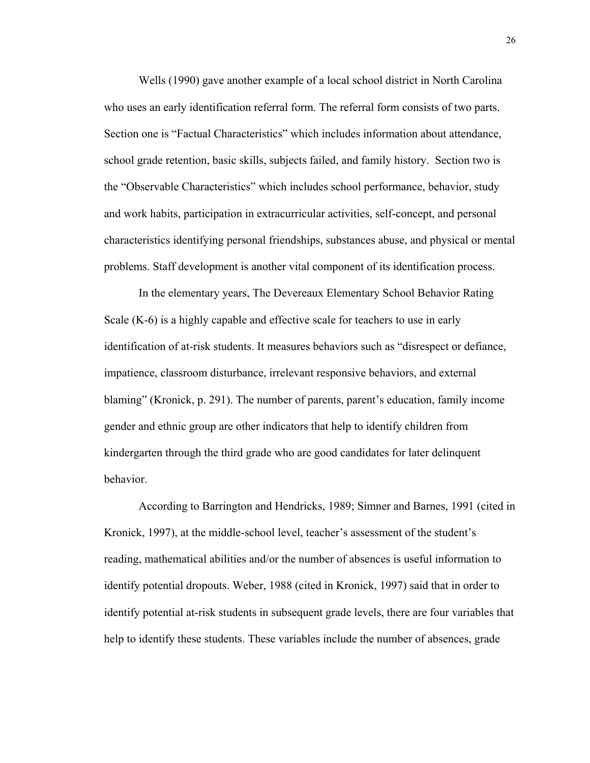Wells (1990) gave another example of a local school district in North Carolina who uses an early identification referral form. The referral form consists of two parts. Section one is "Factual Characteristics" which includes information about attendance, school grade retention, basic skills, subjects failed, and family history.  Section two is the "Observable Characteristics" which includes school performance, behavior, study and work habits, participation in extracurricular activities, self-concept, and personal characteristics identifying personal friendships, substances abuse, and physical or mental problems. Staff development is another vital component of its identification process.

In the elementary years, The Devereaux Elementary School Behavior Rating Scale (K-6) is a highly capable and effective scale for teachers to use in early identification of at-risk students. It measures behaviors such as "disrespect or defiance, impatience, classroom disturbance, irrelevant responsive behaviors, and external blaming" (Kronick, p. 291). The number of parents, parent's education, family income gender and ethnic group are other indicators that help to identify children from kindergarten through the third grade who are good candidates for later delinquent behavior.

According to Barrington and Hendricks, 1989; Simner and Barnes, 1991 (cited in Kronick, 1997), at the middle-school level, teacher's assessment of the student's reading, mathematical abilities and/or the number of absences is useful information to identify potential dropouts. Weber, 1988 (cited in Kronick, 1997) said that in order to identify potential at-risk students in subsequent grade levels, there are four variables that help to identify these students. These variables include the number of absences, grade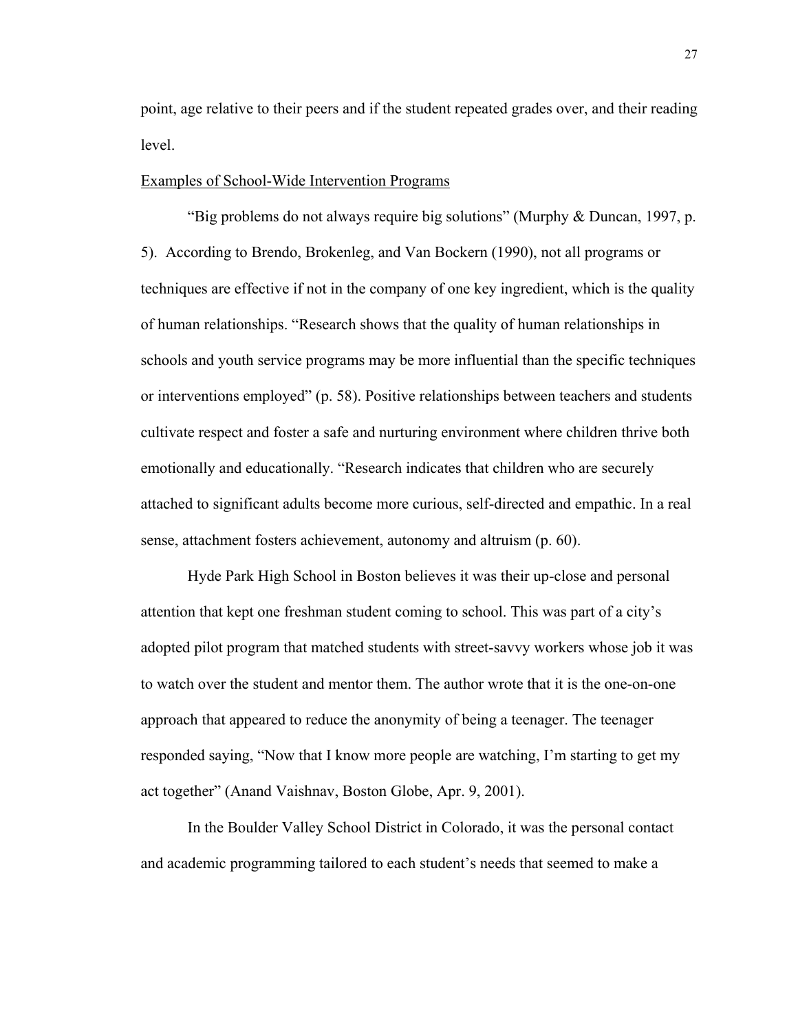point, age relative to their peers and if the student repeated grades over, and their reading level.

Examples of School-Wide Intervention Programs

"Big problems do not always require big solutions" (Murphy & Duncan, 1997, p. 5). According to Brendo, Brokenleg, and Van Bockern (1990), not all programs or techniques are effective if not in the company of one key ingredient, which is the quality of human relationships. "Research shows that the quality of human relationships in schools and youth service programs may be more influential than the specific techniques or interventions employed" (p. 58). Positive relationships between teachers and students cultivate respect and foster a safe and nurturing environment where children thrive both emotionally and educationally. "Research indicates that children who are securely attached to significant adults become more curious, self-directed and empathic. In a real sense, attachment fosters achievement, autonomy and altruism (p. 60).

Hyde Park High School in Boston believes it was their up-close and personal attention that kept one freshman student coming to school. This was part of a city's adopted pilot program that matched students with street-savvy workers whose job it was to watch over the student and mentor them. The author wrote that it is the one-on-one approach that appeared to reduce the anonymity of being a teenager. The teenager responded saying, "Now that I know more people are watching, I'm starting to get my act together" (Anand Vaishnav, Boston Globe, Apr. 9, 2001).

In the Boulder Valley School District in Colorado, it was the personal contact and academic programming tailored to each student's needs that seemed to make a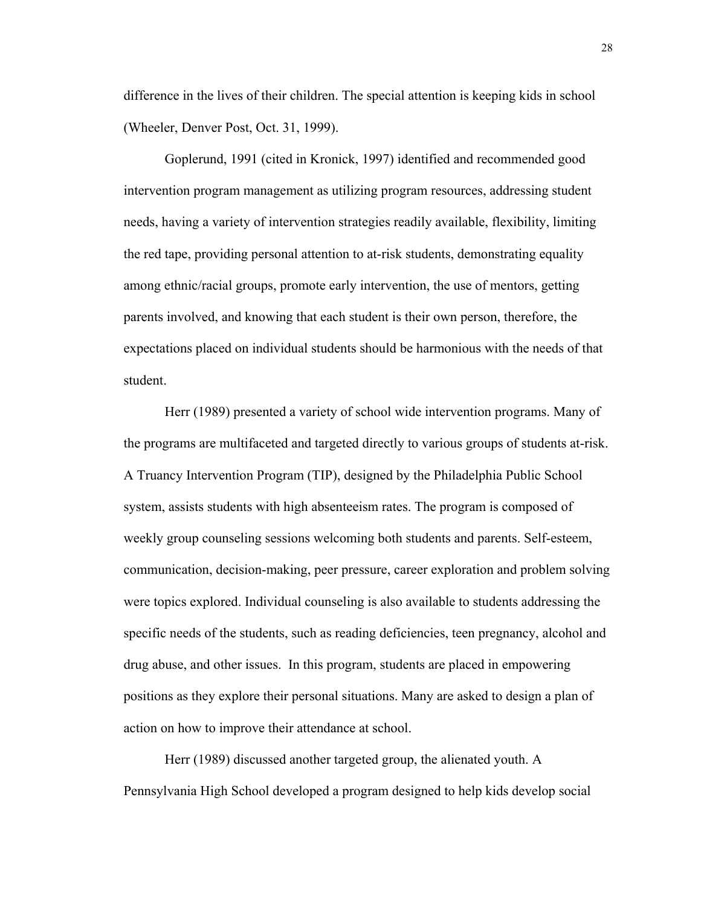difference in the lives of their children. The special attention is keeping kids in school (Wheeler, Denver Post, Oct. 31, 1999).

Goplerund, 1991 (cited in Kronick, 1997) identified and recommended good intervention program management as utilizing program resources, addressing student needs, having a variety of intervention strategies readily available, flexibility, limiting the red tape, providing personal attention to at-risk students, demonstrating equality among ethnic/racial groups, promote early intervention, the use of mentors, getting parents involved, and knowing that each student is their own person, therefore, the expectations placed on individual students should be harmonious with the needs of that student.

Herr (1989) presented a variety of school wide intervention programs. Many of the programs are multifaceted and targeted directly to various groups of students at-risk. A Truancy Intervention Program (TIP), designed by the Philadelphia Public School system, assists students with high absenteeism rates. The program is composed of weekly group counseling sessions welcoming both students and parents. Self-esteem, communication, decision-making, peer pressure, career exploration and problem solving were topics explored. Individual counseling is also available to students addressing the specific needs of the students, such as reading deficiencies, teen pregnancy, alcohol and drug abuse, and other issues. In this program, students are placed in empowering positions as they explore their personal situations. Many are asked to design a plan of action on how to improve their attendance at school.

Herr (1989) discussed another targeted group, the alienated youth. A Pennsylvania High School developed a program designed to help kids develop social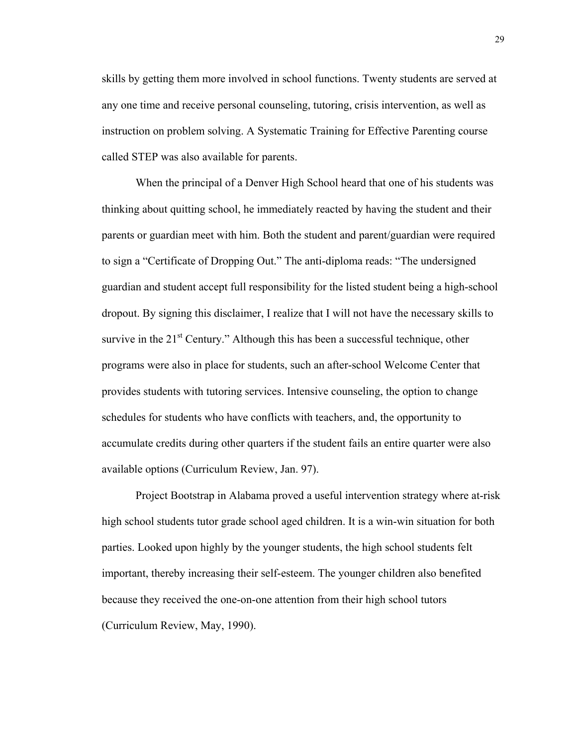skills by getting them more involved in school functions. Twenty students are served at any one time and receive personal counseling, tutoring, crisis intervention, as well as instruction on problem solving. A Systematic Training for Effective Parenting course called STEP was also available for parents.

When the principal of a Denver High School heard that one of his students was thinking about quitting school, he immediately reacted by having the student and their parents or guardian meet with him. Both the student and parent/guardian were required to sign a "Certificate of Dropping Out." The anti-diploma reads: "The undersigned guardian and student accept full responsibility for the listed student being a high-school dropout. By signing this disclaimer, I realize that I will not have the necessary skills to survive in the 21st Century." Although this has been a successful technique, other programs were also in place for students, such an after-school Welcome Center that provides students with tutoring services. Intensive counseling, the option to change schedules for students who have conflicts with teachers, and, the opportunity to accumulate credits during other quarters if the student fails an entire quarter were also available options (Curriculum Review, Jan. 97).

Project Bootstrap in Alabama proved a useful intervention strategy where at-risk high school students tutor grade school aged children. It is a win-win situation for both parties. Looked upon highly by the younger students, the high school students felt important, thereby increasing their self-esteem. The younger children also benefited because they received the one-on-one attention from their high school tutors (Curriculum Review, May, 1990).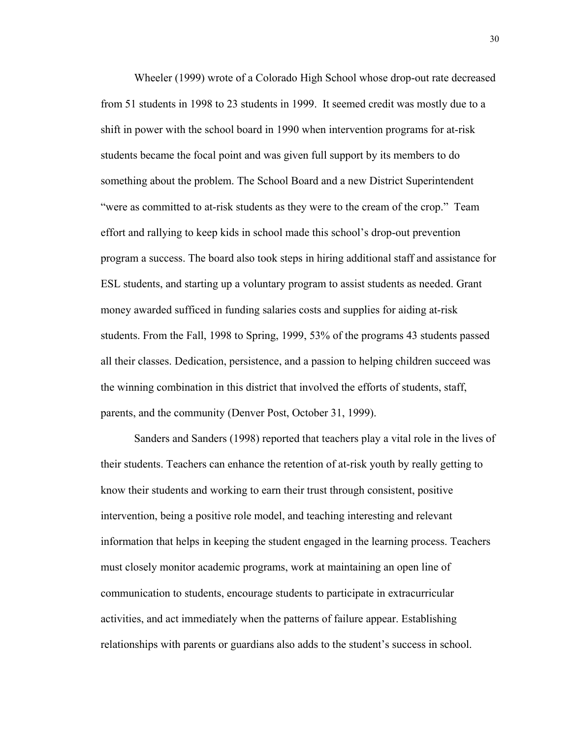Wheeler (1999) wrote of a Colorado High School whose drop-out rate decreased from 51 students in 1998 to 23 students in 1999. It seemed credit was mostly due to a shift in power with the school board in 1990 when intervention programs for at-risk students became the focal point and was given full support by its members to do something about the problem. The School Board and a new District Superintendent "were as committed to at-risk students as they were to the cream of the crop." Team effort and rallying to keep kids in school made this school's drop-out prevention program a success. The board also took steps in hiring additional staff and assistance for ESL students, and starting up a voluntary program to assist students as needed. Grant money awarded sufficed in funding salaries costs and supplies for aiding at-risk students. From the Fall, 1998 to Spring, 1999, 53% of the programs 43 students passed all their classes. Dedication, persistence, and a passion to helping children succeed was the winning combination in this district that involved the efforts of students, staff, parents, and the community (Denver Post, October 31, 1999).

Sanders and Sanders (1998) reported that teachers play a vital role in the lives of their students. Teachers can enhance the retention of at-risk youth by really getting to know their students and working to earn their trust through consistent, positive intervention, being a positive role model, and teaching interesting and relevant information that helps in keeping the student engaged in the learning process. Teachers must closely monitor academic programs, work at maintaining an open line of communication to students, encourage students to participate in extracurricular activities, and act immediately when the patterns of failure appear. Establishing relationships with parents or guardians also adds to the student's success in school.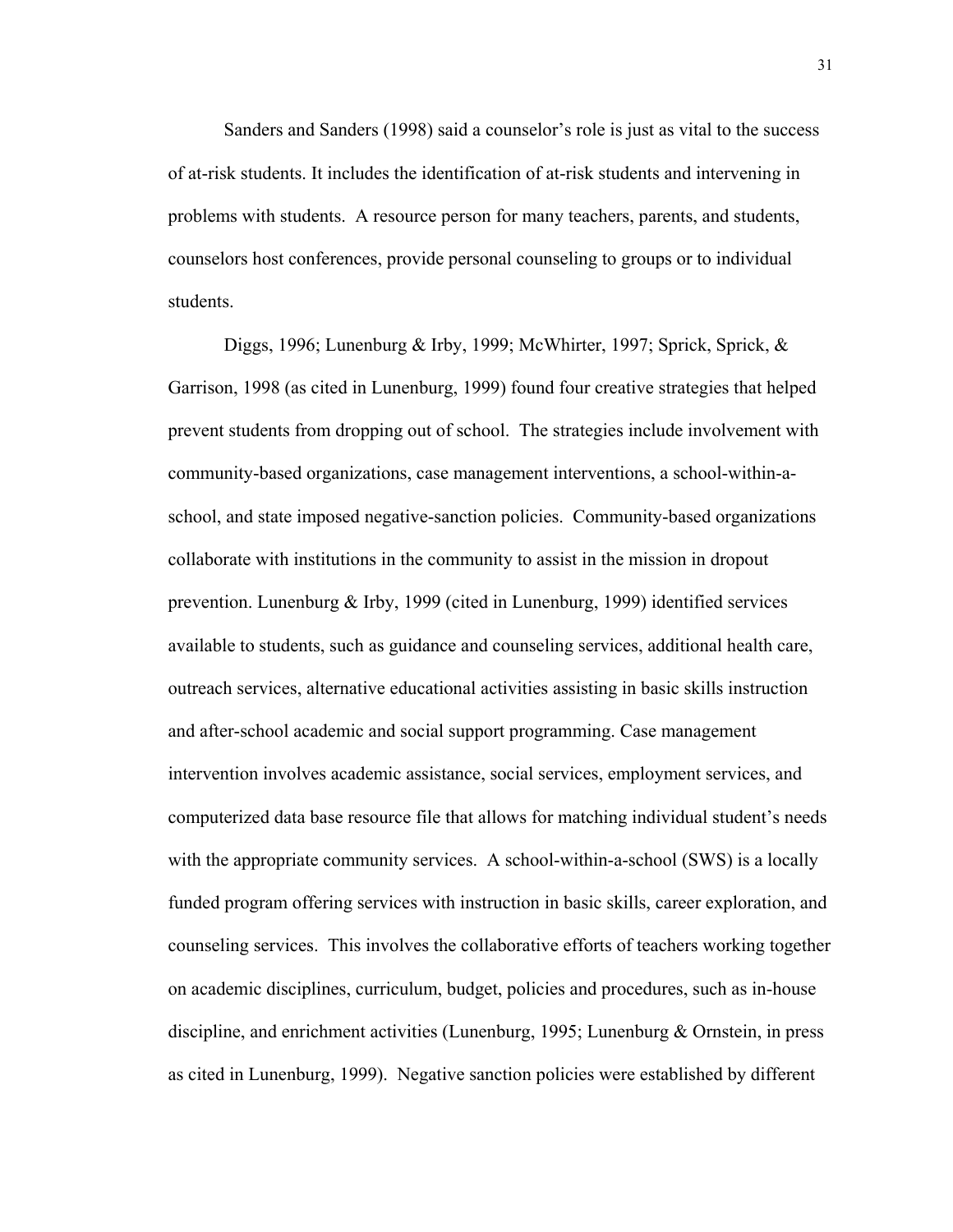Sanders and Sanders (1998) said a counselor's role is just as vital to the success of at-risk students. It includes the identification of at-risk students and intervening in problems with students. A resource person for many teachers, parents, and students, counselors host conferences, provide personal counseling to groups or to individual students.

Diggs, 1996; Lunenburg & Irby, 1999; McWhirter, 1997; Sprick, Sprick, & Garrison, 1998 (as cited in Lunenburg, 1999) found four creative strategies that helped prevent students from dropping out of school. The strategies include involvement with community-based organizations, case management interventions, a school-within-a-school, and state imposed negative-sanction policies. Community-based organizations collaborate with institutions in the community to assist in the mission in dropout prevention. Lunenburg & Irby, 1999 (cited in Lunenburg, 1999) identified services available to students, such as guidance and counseling services, additional health care, outreach services, alternative educational activities assisting in basic skills instruction and after-school academic and social support programming. Case management intervention involves academic assistance, social services, employment services, and computerized data base resource file that allows for matching individual student's needs with the appropriate community services. A school-within-a-school (SWS) is a locally funded program offering services with instruction in basic skills, career exploration, and counseling services. This involves the collaborative efforts of teachers working together on academic disciplines, curriculum, budget, policies and procedures, such as in-house discipline, and enrichment activities (Lunenburg, 1995; Lunenburg & Ornstein, in press as cited in Lunenburg, 1999). Negative sanction policies were established by different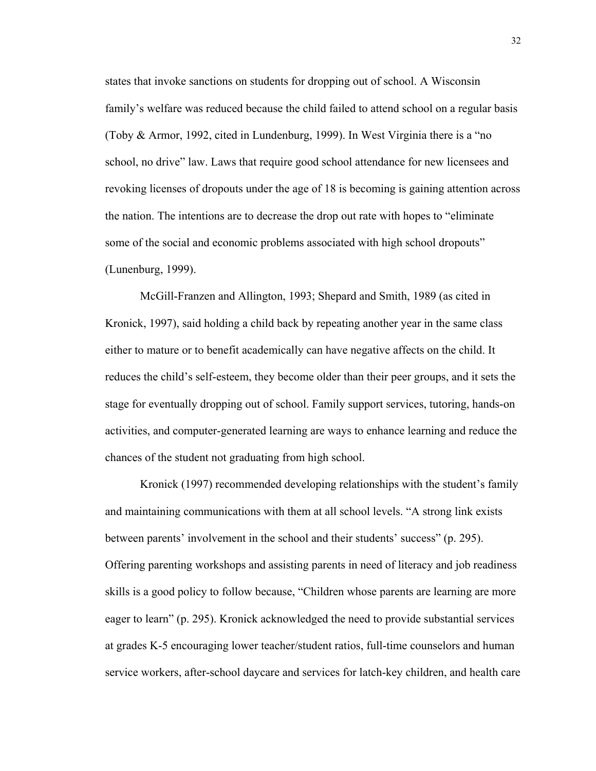states that invoke sanctions on students for dropping out of school. A Wisconsin family's welfare was reduced because the child failed to attend school on a regular basis (Toby & Armor, 1992, cited in Lundenburg, 1999). In West Virginia there is a "no school, no drive" law. Laws that require good school attendance for new licensees and revoking licenses of dropouts under the age of 18 is becoming is gaining attention across the nation. The intentions are to decrease the drop out rate with hopes to "eliminate some of the social and economic problems associated with high school dropouts" (Lunenburg, 1999).

McGill-Franzen and Allington, 1993; Shepard and Smith, 1989 (as cited in Kronick, 1997), said holding a child back by repeating another year in the same class either to mature or to benefit academically can have negative affects on the child. It reduces the child's self-esteem, they become older than their peer groups, and it sets the stage for eventually dropping out of school. Family support services, tutoring, hands-on activities, and computer-generated learning are ways to enhance learning and reduce the chances of the student not graduating from high school.

Kronick (1997) recommended developing relationships with the student's family and maintaining communications with them at all school levels. "A strong link exists between parents' involvement in the school and their students' success" (p. 295). Offering parenting workshops and assisting parents in need of literacy and job readiness skills is a good policy to follow because, "Children whose parents are learning are more eager to learn" (p. 295). Kronick acknowledged the need to provide substantial services at grades K-5 encouraging lower teacher/student ratios, full-time counselors and human service workers, after-school daycare and services for latch-key children, and health care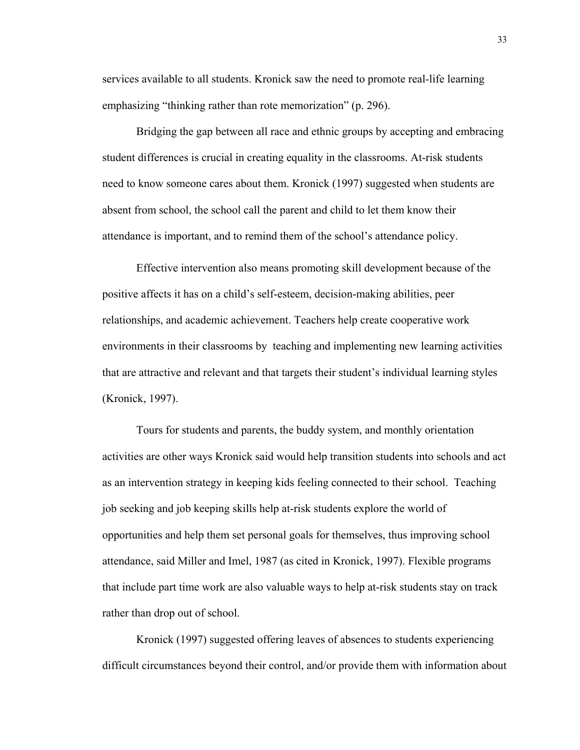services available to all students. Kronick saw the need to promote real-life learning emphasizing "thinking rather than rote memorization" (p. 296).

Bridging the gap between all race and ethnic groups by accepting and embracing student differences is crucial in creating equality in the classrooms. At-risk students need to know someone cares about them. Kronick (1997) suggested when students are absent from school, the school call the parent and child to let them know their attendance is important, and to remind them of the school's attendance policy.

Effective intervention also means promoting skill development because of the positive affects it has on a child's self-esteem, decision-making abilities, peer relationships, and academic achievement. Teachers help create cooperative work environments in their classrooms by teaching and implementing new learning activities that are attractive and relevant and that targets their student's individual learning styles (Kronick, 1997).

Tours for students and parents, the buddy system, and monthly orientation activities are other ways Kronick said would help transition students into schools and act as an intervention strategy in keeping kids feeling connected to their school. Teaching job seeking and job keeping skills help at-risk students explore the world of opportunities and help them set personal goals for themselves, thus improving school attendance, said Miller and Imel, 1987 (as cited in Kronick, 1997). Flexible programs that include part time work are also valuable ways to help at-risk students stay on track rather than drop out of school.

Kronick (1997) suggested offering leaves of absences to students experiencing difficult circumstances beyond their control, and/or provide them with information about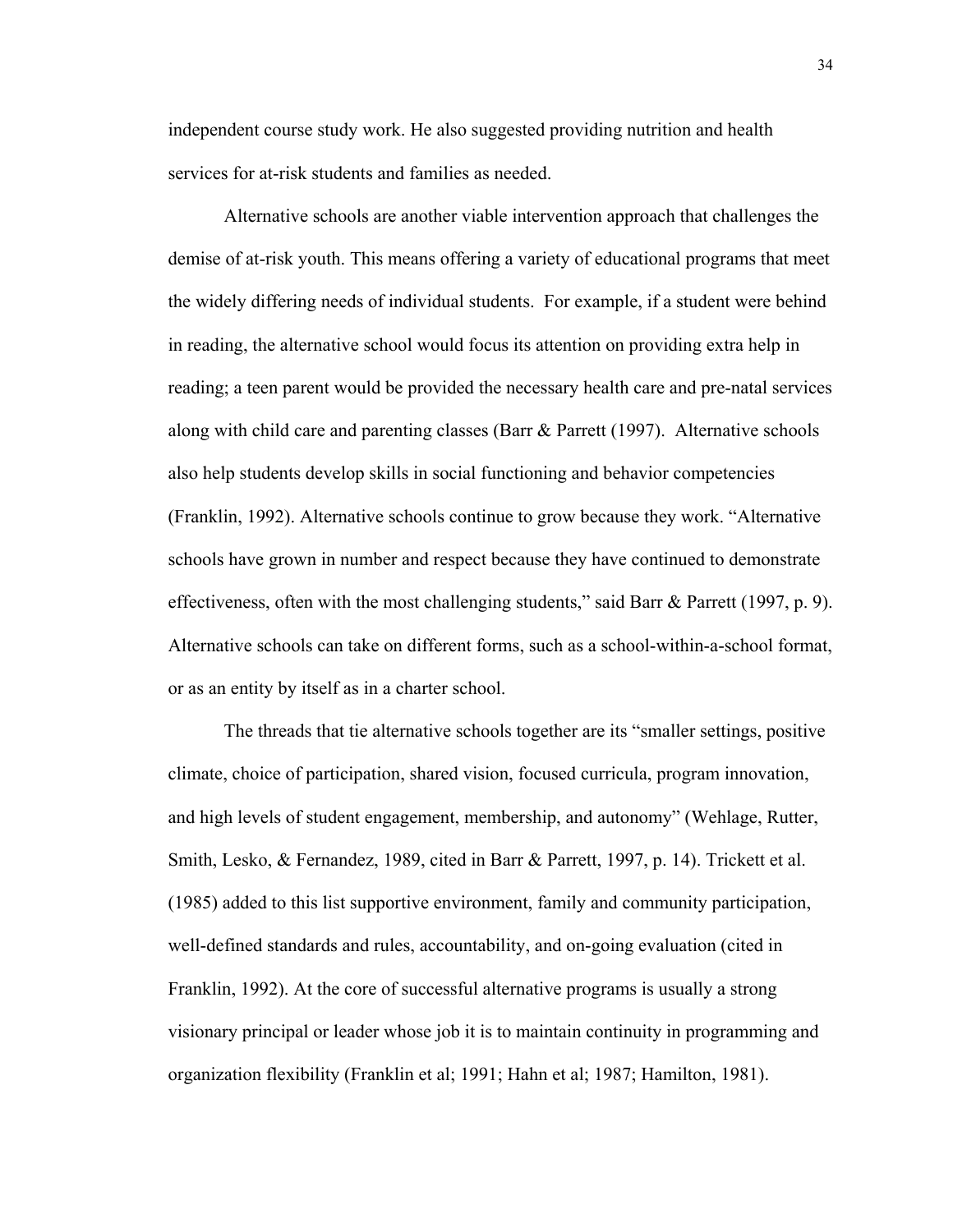independent course study work. He also suggested providing nutrition and health services for at-risk students and families as needed.

Alternative schools are another viable intervention approach that challenges the demise of at-risk youth. This means offering a variety of educational programs that meet the widely differing needs of individual students. For example, if a student were behind in reading, the alternative school would focus its attention on providing extra help in reading; a teen parent would be provided the necessary health care and pre-natal services along with child care and parenting classes (Barr & Parrett (1997). Alternative schools also help students develop skills in social functioning and behavior competencies (Franklin, 1992). Alternative schools continue to grow because they work. "Alternative schools have grown in number and respect because they have continued to demonstrate effectiveness, often with the most challenging students," said Barr & Parrett (1997, p. 9). Alternative schools can take on different forms, such as a school-within-a-school format, or as an entity by itself as in a charter school.

The threads that tie alternative schools together are its "smaller settings, positive climate, choice of participation, shared vision, focused curricula, program innovation, and high levels of student engagement, membership, and autonomy" (Wehlage, Rutter, Smith, Lesko, & Fernandez, 1989, cited in Barr & Parrett, 1997, p. 14). Trickett et al. (1985) added to this list supportive environment, family and community participation, well-defined standards and rules, accountability, and on-going evaluation (cited in Franklin, 1992). At the core of successful alternative programs is usually a strong visionary principal or leader whose job it is to maintain continuity in programming and organization flexibility (Franklin et al; 1991; Hahn et al; 1987; Hamilton, 1981).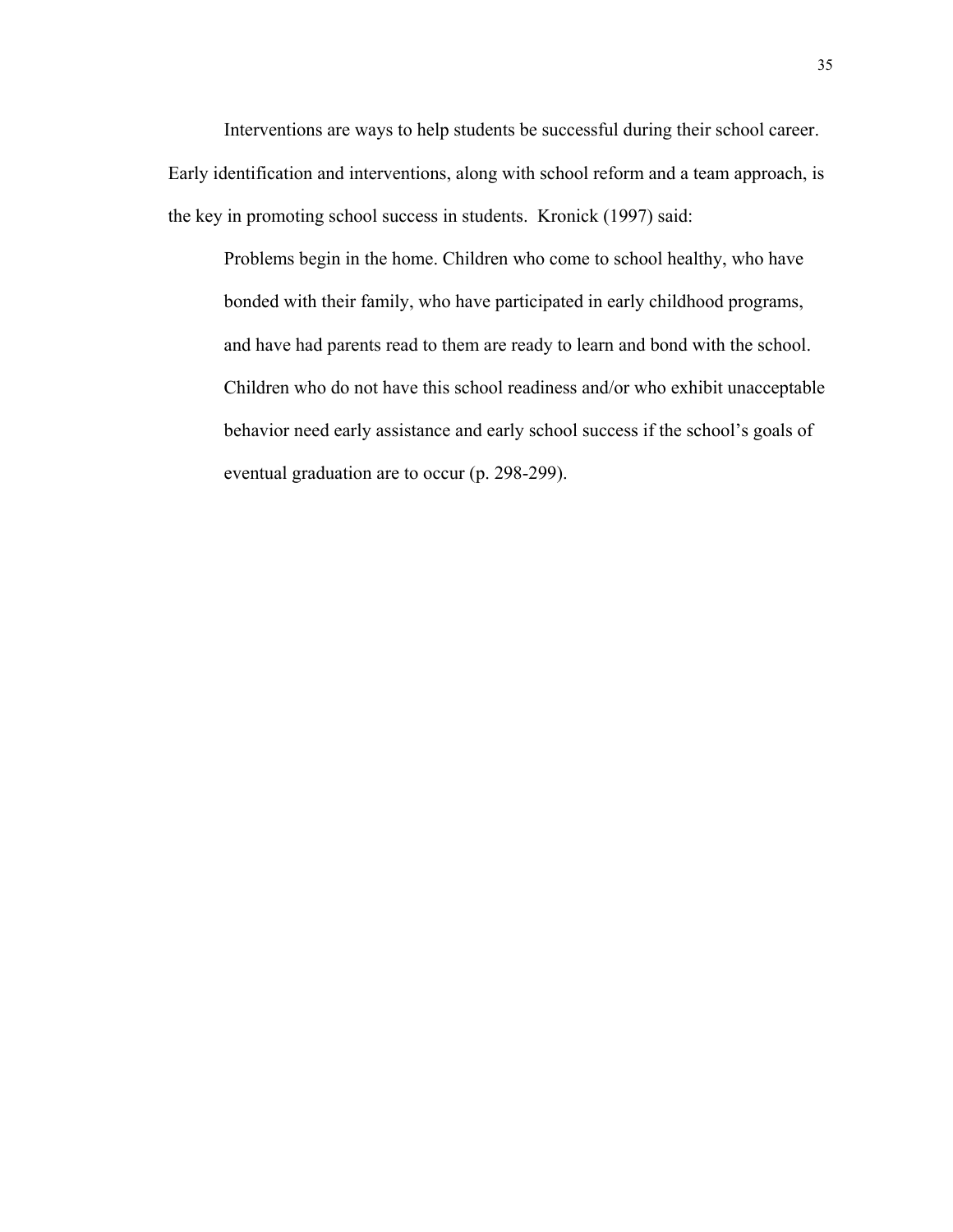Interventions are ways to help students be successful during their school career. Early identification and interventions, along with school reform and a team approach, is the key in promoting school success in students.  Kronick (1997) said:

> Problems begin in the home. Children who come to school healthy, who have bonded with their family, who have participated in early childhood programs, and have had parents read to them are ready to learn and bond with the school. Children who do not have this school readiness and/or who exhibit unacceptable behavior need early assistance and early school success if the school's goals of eventual graduation are to occur (p. 298-299).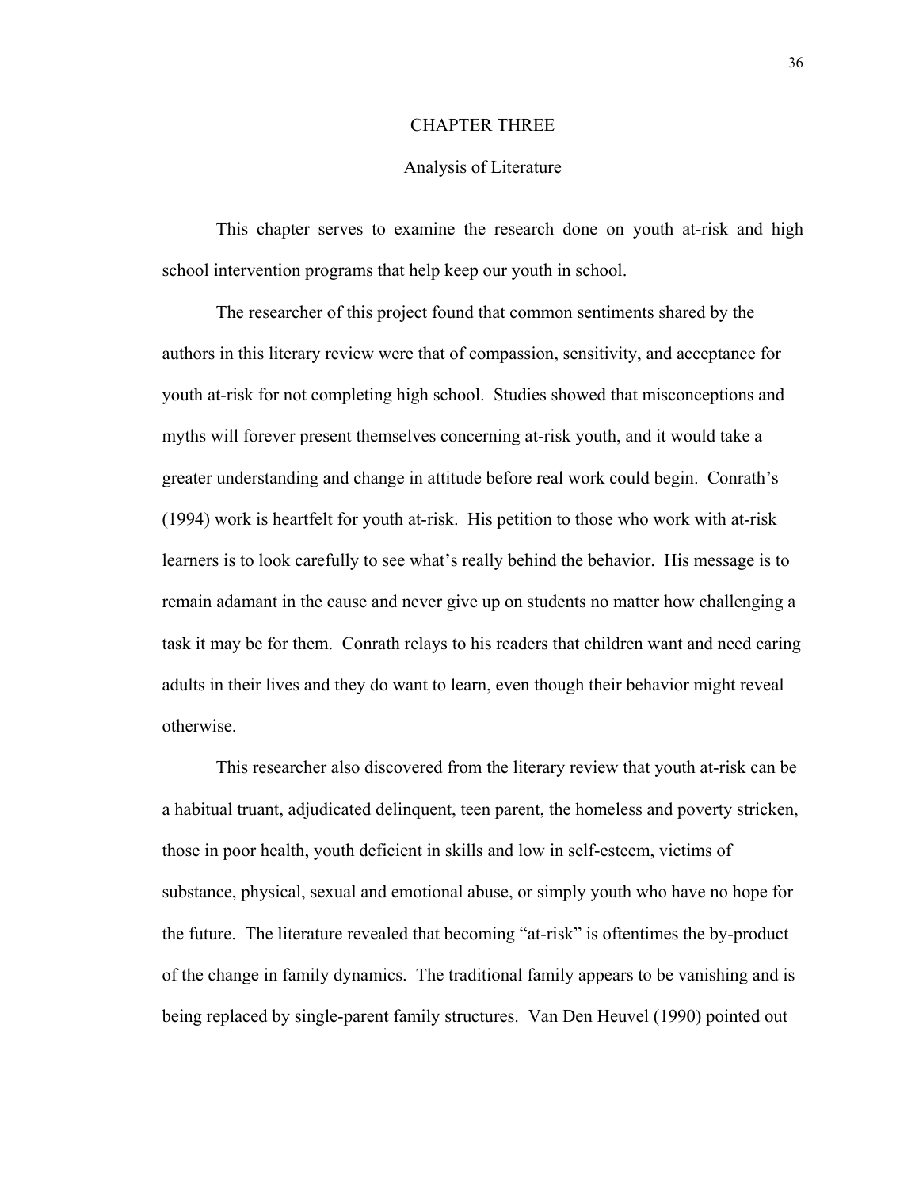# CHAPTER THREE

## Analysis of Literature

This chapter serves to examine the research done on youth at-risk and high school intervention programs that help keep our youth in school.

The researcher of this project found that common sentiments shared by the authors in this literary review were that of compassion, sensitivity, and acceptance for youth at-risk for not completing high school. Studies showed that misconceptions and myths will forever present themselves concerning at-risk youth, and it would take a greater understanding and change in attitude before real work could begin. Conrath's (1994) work is heartfelt for youth at-risk. His petition to those who work with at-risk learners is to look carefully to see what's really behind the behavior. His message is to remain adamant in the cause and never give up on students no matter how challenging a task it may be for them. Conrath relays to his readers that children want and need caring adults in their lives and they do want to learn, even though their behavior might reveal otherwise.

This researcher also discovered from the literary review that youth at-risk can be a habitual truant, adjudicated delinquent, teen parent, the homeless and poverty stricken, those in poor health, youth deficient in skills and low in self-esteem, victims of substance, physical, sexual and emotional abuse, or simply youth who have no hope for the future. The literature revealed that becoming "at-risk" is oftentimes the by-product of the change in family dynamics. The traditional family appears to be vanishing and is being replaced by single-parent family structures. Van Den Heuvel (1990) pointed out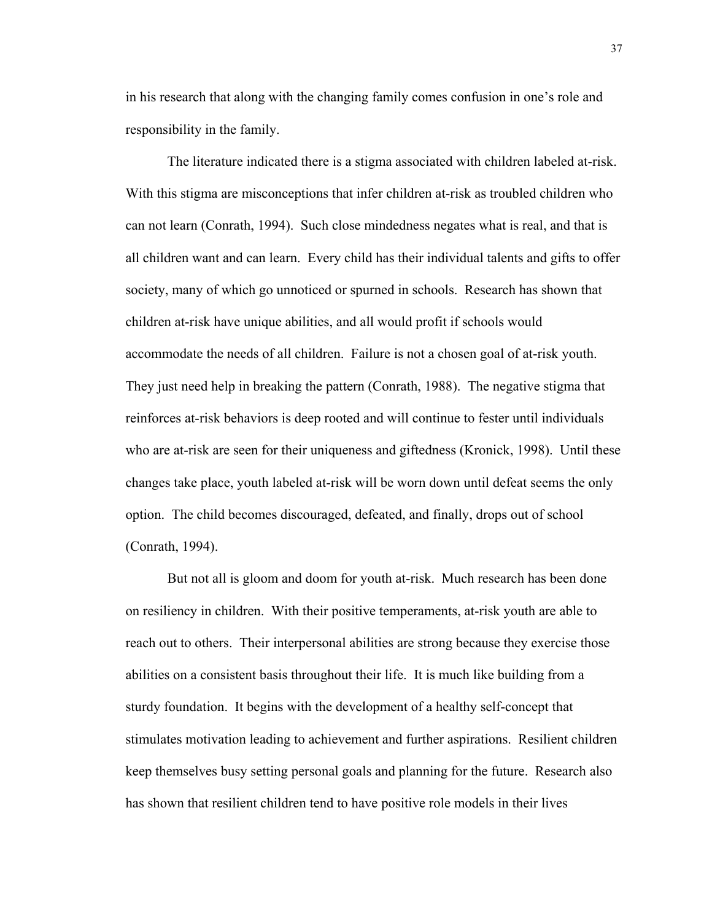in his research that along with the changing family comes confusion in one's role and responsibility in the family.

The literature indicated there is a stigma associated with children labeled at-risk. With this stigma are misconceptions that infer children at-risk as troubled children who can not learn (Conrath, 1994). Such close mindedness negates what is real, and that is all children want and can learn. Every child has their individual talents and gifts to offer society, many of which go unnoticed or spurned in schools. Research has shown that children at-risk have unique abilities, and all would profit if schools would accommodate the needs of all children. Failure is not a chosen goal of at-risk youth. They just need help in breaking the pattern (Conrath, 1988). The negative stigma that reinforces at-risk behaviors is deep rooted and will continue to fester until individuals who are at-risk are seen for their uniqueness and giftedness (Kronick, 1998). Until these changes take place, youth labeled at-risk will be worn down until defeat seems the only option. The child becomes discouraged, defeated, and finally, drops out of school (Conrath, 1994).

But not all is gloom and doom for youth at-risk. Much research has been done on resiliency in children. With their positive temperaments, at-risk youth are able to reach out to others. Their interpersonal abilities are strong because they exercise those abilities on a consistent basis throughout their life. It is much like building from a sturdy foundation. It begins with the development of a healthy self-concept that stimulates motivation leading to achievement and further aspirations. Resilient children keep themselves busy setting personal goals and planning for the future. Research also has shown that resilient children tend to have positive role models in their lives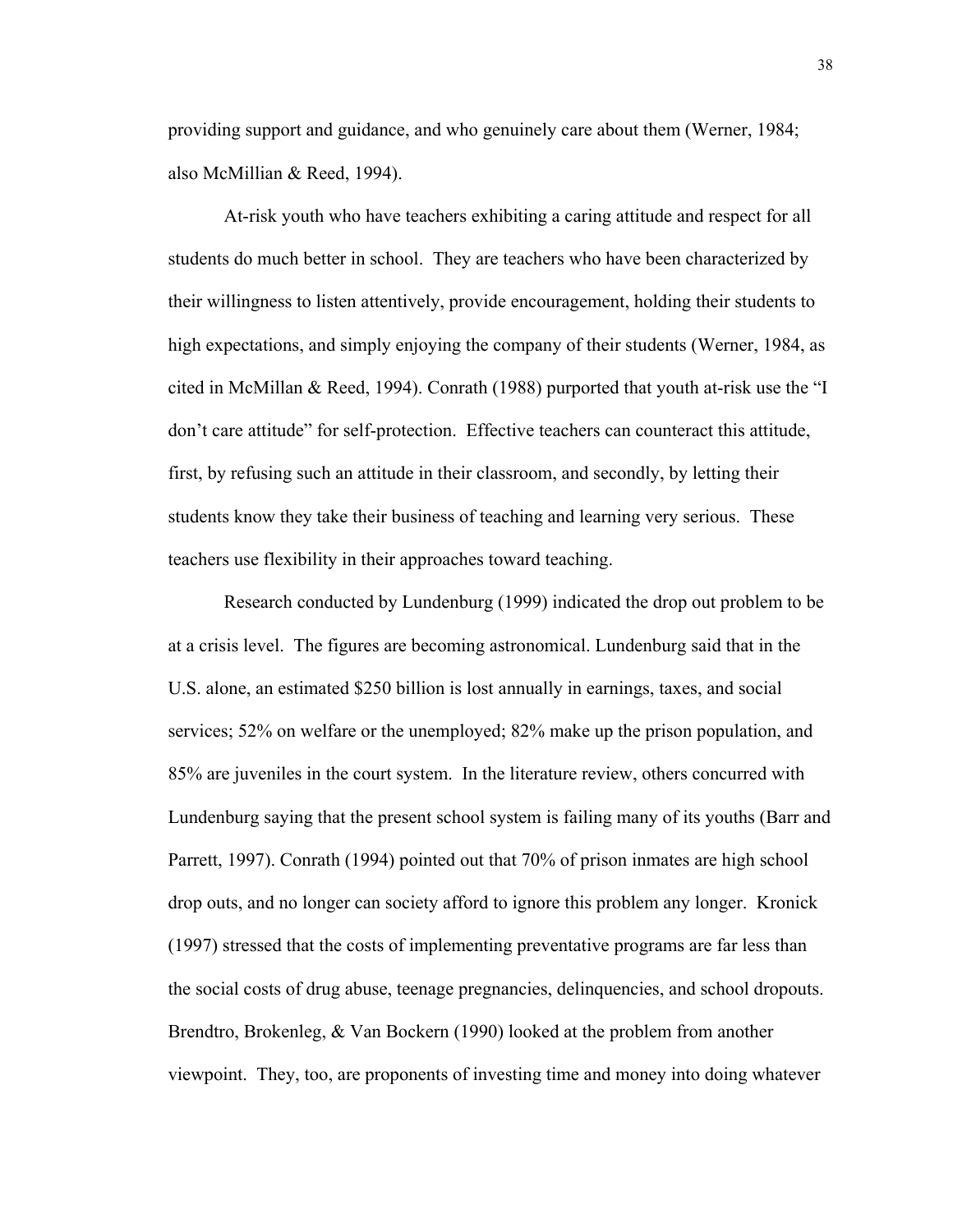providing support and guidance, and who genuinely care about them (Werner, 1984; also McMillian & Reed, 1994).

At-risk youth who have teachers exhibiting a caring attitude and respect for all students do much better in school. They are teachers who have been characterized by their willingness to listen attentively, provide encouragement, holding their students to high expectations, and simply enjoying the company of their students (Werner, 1984, as cited in McMillan & Reed, 1994). Conrath (1988) purported that youth at-risk use the "I don't care attitude" for self-protection. Effective teachers can counteract this attitude, first, by refusing such an attitude in their classroom, and secondly, by letting their students know they take their business of teaching and learning very serious. These teachers use flexibility in their approaches toward teaching.

Research conducted by Lundenburg (1999) indicated the drop out problem to be at a crisis level. The figures are becoming astronomical. Lundenburg said that in the U.S. alone, an estimated $250 billion is lost annually in earnings, taxes, and social services; 52% on welfare or the unemployed; 82% make up the prison population, and 85% are juveniles in the court system. In the literature review, others concurred with Lundenburg saying that the present school system is failing many of its youths (Barr and Parrett, 1997). Conrath (1994) pointed out that 70% of prison inmates are high school drop outs, and no longer can society afford to ignore this problem any longer. Kronick (1997) stressed that the costs of implementing preventative programs are far less than the social costs of drug abuse, teenage pregnancies, delinquencies, and school dropouts. Brendtro, Brokenleg, & Van Bockern (1990) looked at the problem from another viewpoint. They, too, are proponents of investing time and money into doing whatever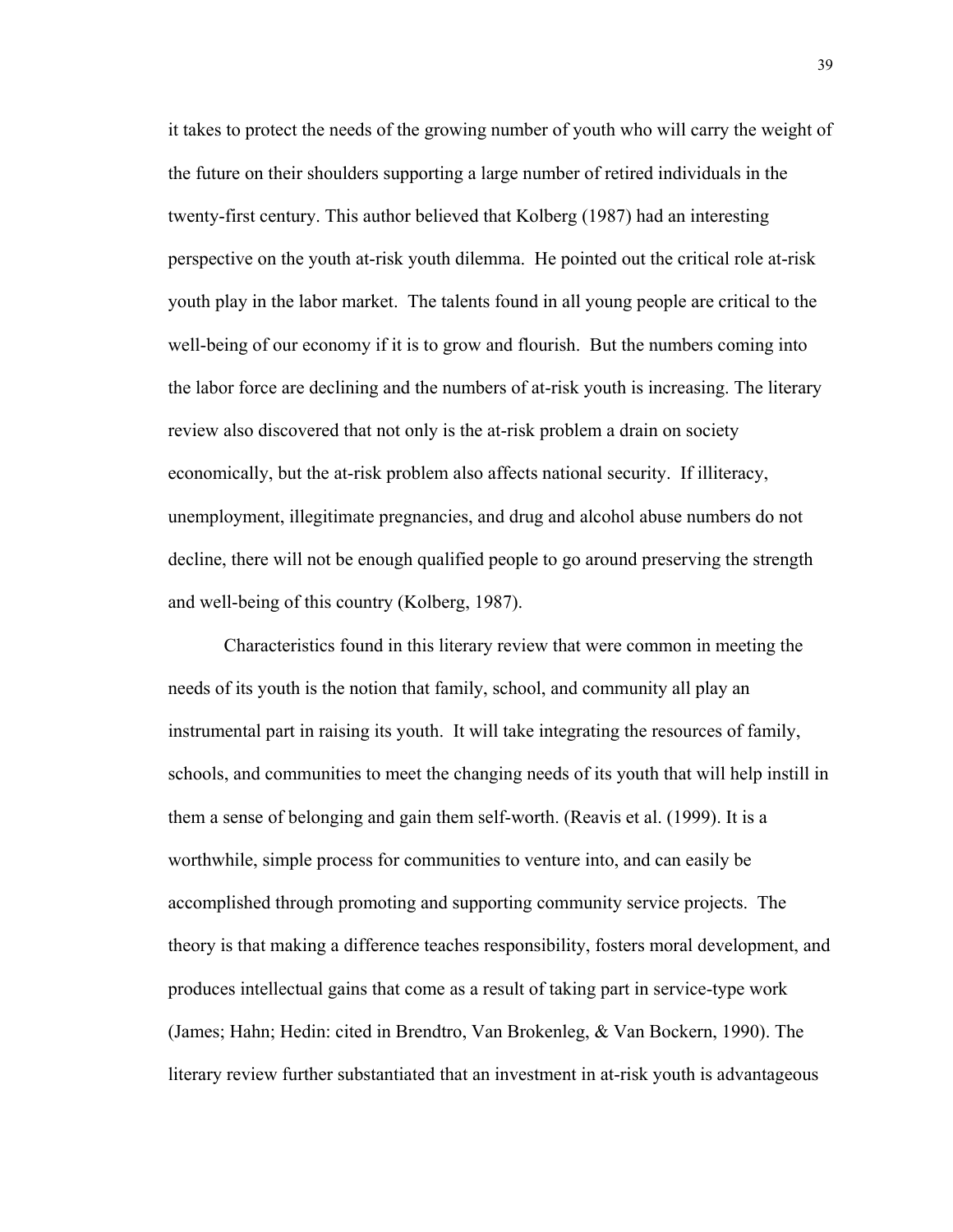it takes to protect the needs of the growing number of youth who will carry the weight of the future on their shoulders supporting a large number of retired individuals in the twenty-first century. This author believed that Kolberg (1987) had an interesting perspective on the youth at-risk youth dilemma. He pointed out the critical role at-risk youth play in the labor market. The talents found in all young people are critical to the well-being of our economy if it is to grow and flourish. But the numbers coming into the labor force are declining and the numbers of at-risk youth is increasing. The literary review also discovered that not only is the at-risk problem a drain on society economically, but the at-risk problem also affects national security. If illiteracy, unemployment, illegitimate pregnancies, and drug and alcohol abuse numbers do not decline, there will not be enough qualified people to go around preserving the strength and well-being of this country (Kolberg, 1987).

Characteristics found in this literary review that were common in meeting the needs of its youth is the notion that family, school, and community all play an instrumental part in raising its youth. It will take integrating the resources of family, schools, and communities to meet the changing needs of its youth that will help instill in them a sense of belonging and gain them self-worth. (Reavis et al. (1999). It is a worthwhile, simple process for communities to venture into, and can easily be accomplished through promoting and supporting community service projects. The theory is that making a difference teaches responsibility, fosters moral development, and produces intellectual gains that come as a result of taking part in service-type work (James; Hahn; Hedin: cited in Brendtro, Van Brokenleg, & Van Bockern, 1990). The literary review further substantiated that an investment in at-risk youth is advantageous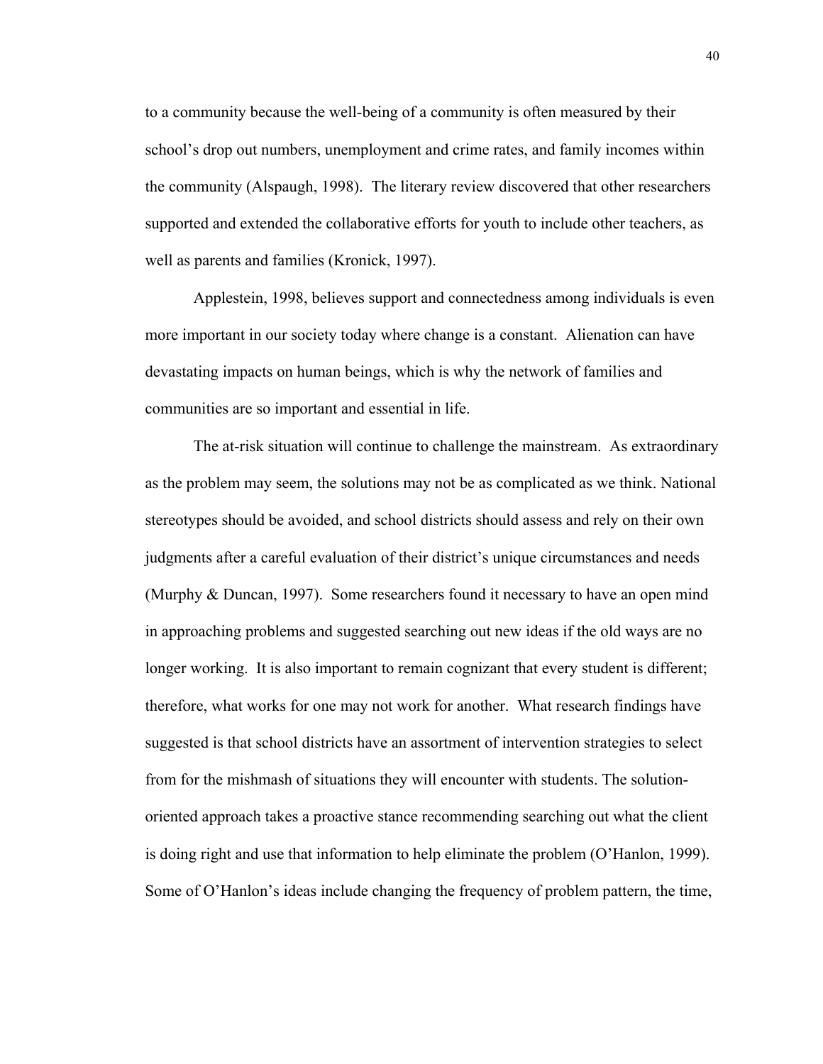to a community because the well-being of a community is often measured by their school's drop out numbers, unemployment and crime rates, and family incomes within the community (Alspaugh, 1998). The literary review discovered that other researchers supported and extended the collaborative efforts for youth to include other teachers, as well as parents and families (Kronick, 1997).

Applestein, 1998, believes support and connectedness among individuals is even more important in our society today where change is a constant. Alienation can have devastating impacts on human beings, which is why the network of families and communities are so important and essential in life.

The at-risk situation will continue to challenge the mainstream. As extraordinary as the problem may seem, the solutions may not be as complicated as we think. National stereotypes should be avoided, and school districts should assess and rely on their own judgments after a careful evaluation of their district's unique circumstances and needs (Murphy & Duncan, 1997). Some researchers found it necessary to have an open mind in approaching problems and suggested searching out new ideas if the old ways are no longer working. It is also important to remain cognizant that every student is different; therefore, what works for one may not work for another. What research findings have suggested is that school districts have an assortment of intervention strategies to select from for the mishmash of situations they will encounter with students. The solution-oriented approach takes a proactive stance recommending searching out what the client is doing right and use that information to help eliminate the problem (O'Hanlon, 1999). Some of O'Hanlon's ideas include changing the frequency of problem pattern, the time,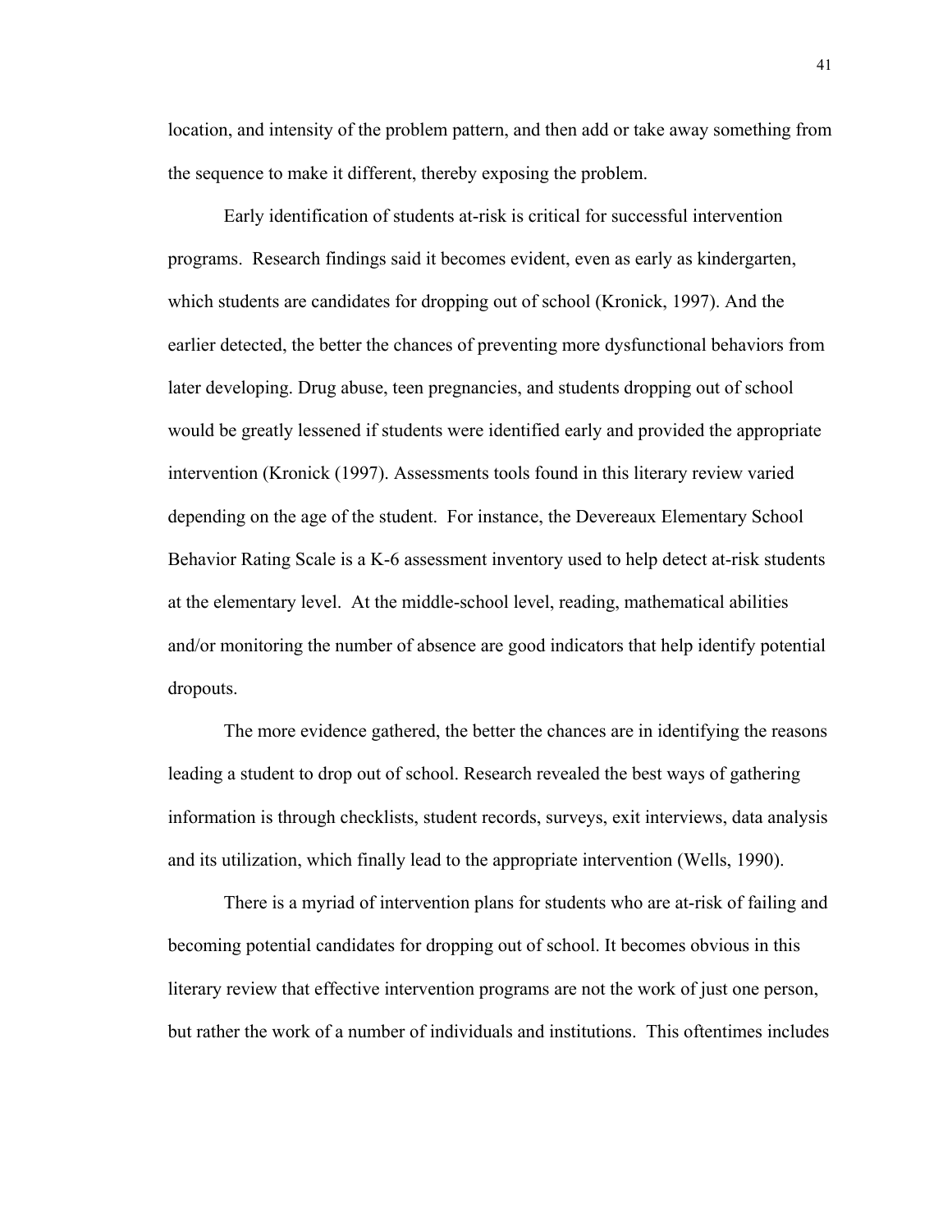location, and intensity of the problem pattern, and then add or take away something from the sequence to make it different, thereby exposing the problem.

Early identification of students at-risk is critical for successful intervention programs. Research findings said it becomes evident, even as early as kindergarten, which students are candidates for dropping out of school (Kronick, 1997). And the earlier detected, the better the chances of preventing more dysfunctional behaviors from later developing. Drug abuse, teen pregnancies, and students dropping out of school would be greatly lessened if students were identified early and provided the appropriate intervention (Kronick (1997). Assessments tools found in this literary review varied depending on the age of the student. For instance, the Devereaux Elementary School Behavior Rating Scale is a K-6 assessment inventory used to help detect at-risk students at the elementary level. At the middle-school level, reading, mathematical abilities and/or monitoring the number of absence are good indicators that help identify potential dropouts.

The more evidence gathered, the better the chances are in identifying the reasons leading a student to drop out of school. Research revealed the best ways of gathering information is through checklists, student records, surveys, exit interviews, data analysis and its utilization, which finally lead to the appropriate intervention (Wells, 1990).

There is a myriad of intervention plans for students who are at-risk of failing and becoming potential candidates for dropping out of school. It becomes obvious in this literary review that effective intervention programs are not the work of just one person, but rather the work of a number of individuals and institutions. This oftentimes includes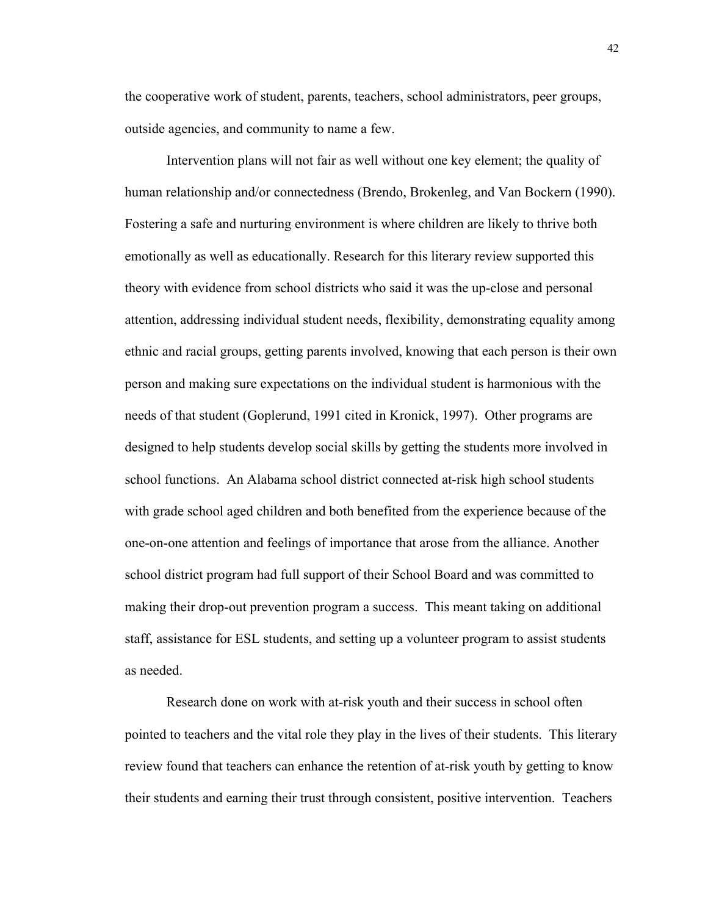the cooperative work of student, parents, teachers, school administrators, peer groups, outside agencies, and community to name a few.

Intervention plans will not fair as well without one key element; the quality of human relationship and/or connectedness (Brendo, Brokenleg, and Van Bockern (1990). Fostering a safe and nurturing environment is where children are likely to thrive both emotionally as well as educationally. Research for this literary review supported this theory with evidence from school districts who said it was the up-close and personal attention, addressing individual student needs, flexibility, demonstrating equality among ethnic and racial groups, getting parents involved, knowing that each person is their own person and making sure expectations on the individual student is harmonious with the needs of that student (Goplerund, 1991 cited in Kronick, 1997). Other programs are designed to help students develop social skills by getting the students more involved in school functions. An Alabama school district connected at-risk high school students with grade school aged children and both benefited from the experience because of the one-on-one attention and feelings of importance that arose from the alliance. Another school district program had full support of their School Board and was committed to making their drop-out prevention program a success. This meant taking on additional staff, assistance for ESL students, and setting up a volunteer program to assist students as needed.

Research done on work with at-risk youth and their success in school often pointed to teachers and the vital role they play in the lives of their students. This literary review found that teachers can enhance the retention of at-risk youth by getting to know their students and earning their trust through consistent, positive intervention. Teachers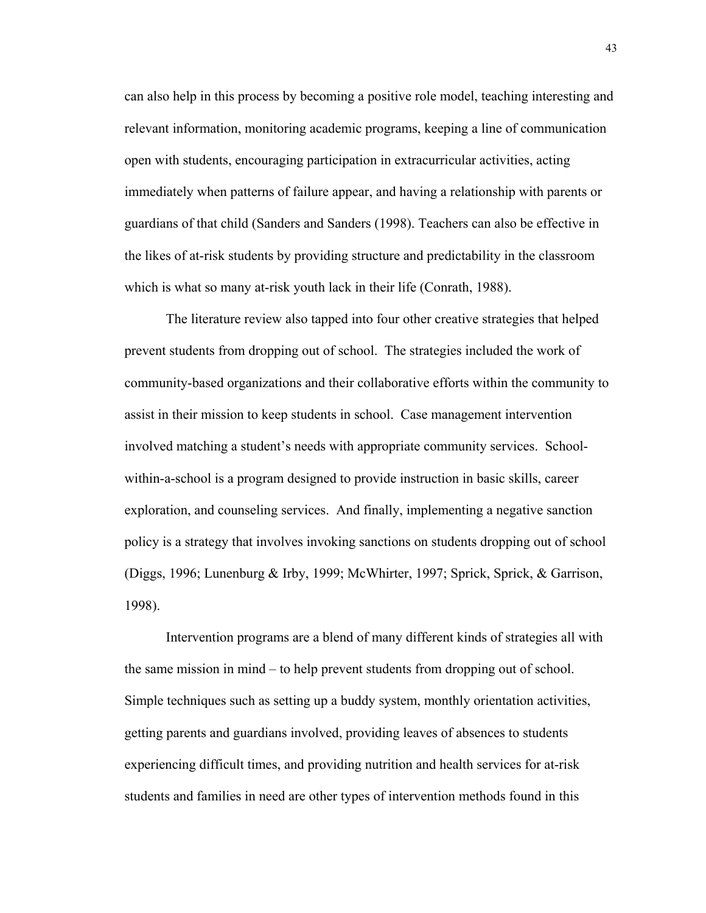can also help in this process by becoming a positive role model, teaching interesting and relevant information, monitoring academic programs, keeping a line of communication open with students, encouraging participation in extracurricular activities, acting immediately when patterns of failure appear, and having a relationship with parents or guardians of that child (Sanders and Sanders (1998). Teachers can also be effective in the likes of at-risk students by providing structure and predictability in the classroom which is what so many at-risk youth lack in their life (Conrath, 1988).

The literature review also tapped into four other creative strategies that helped prevent students from dropping out of school. The strategies included the work of community-based organizations and their collaborative efforts within the community to assist in their mission to keep students in school. Case management intervention involved matching a student's needs with appropriate community services. School-within-a-school is a program designed to provide instruction in basic skills, career exploration, and counseling services. And finally, implementing a negative sanction policy is a strategy that involves invoking sanctions on students dropping out of school (Diggs, 1996; Lunenburg & Irby, 1999; McWhirter, 1997; Sprick, Sprick, & Garrison, 1998).

Intervention programs are a blend of many different kinds of strategies all with the same mission in mind – to help prevent students from dropping out of school. Simple techniques such as setting up a buddy system, monthly orientation activities, getting parents and guardians involved, providing leaves of absences to students experiencing difficult times, and providing nutrition and health services for at-risk students and families in need are other types of intervention methods found in this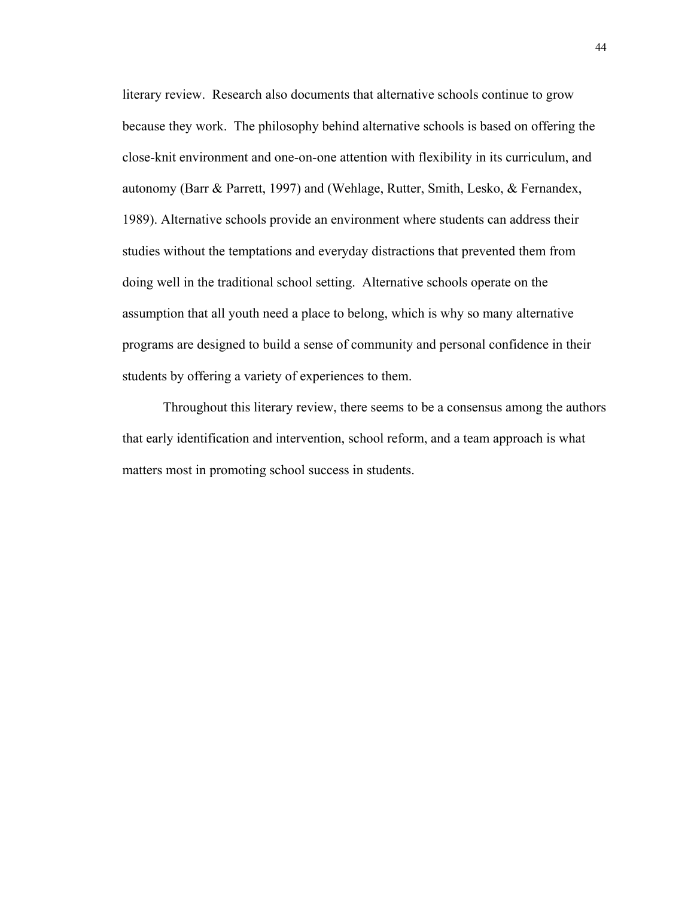literary review. Research also documents that alternative schools continue to grow because they work. The philosophy behind alternative schools is based on offering the close-knit environment and one-on-one attention with flexibility in its curriculum, and autonomy (Barr & Parrett, 1997) and (Wehlage, Rutter, Smith, Lesko, & Fernandex, 1989). Alternative schools provide an environment where students can address their studies without the temptations and everyday distractions that prevented them from doing well in the traditional school setting. Alternative schools operate on the assumption that all youth need a place to belong, which is why so many alternative programs are designed to build a sense of community and personal confidence in their students by offering a variety of experiences to them.

Throughout this literary review, there seems to be a consensus among the authors that early identification and intervention, school reform, and a team approach is what matters most in promoting school success in students.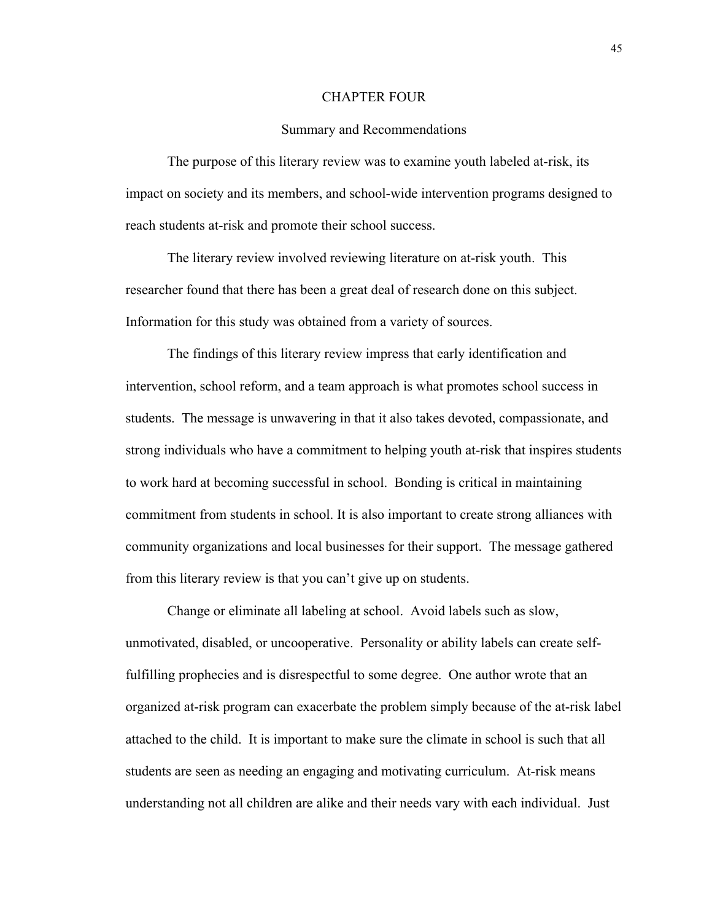# CHAPTER FOUR

## Summary and Recommendations

The purpose of this literary review was to examine youth labeled at-risk, its impact on society and its members, and school-wide intervention programs designed to reach students at-risk and promote their school success.

The literary review involved reviewing literature on at-risk youth. This researcher found that there has been a great deal of research done on this subject. Information for this study was obtained from a variety of sources.

The findings of this literary review impress that early identification and intervention, school reform, and a team approach is what promotes school success in students. The message is unwavering in that it also takes devoted, compassionate, and strong individuals who have a commitment to helping youth at-risk that inspires students to work hard at becoming successful in school. Bonding is critical in maintaining commitment from students in school. It is also important to create strong alliances with community organizations and local businesses for their support. The message gathered from this literary review is that you can't give up on students.

Change or eliminate all labeling at school. Avoid labels such as slow, unmotivated, disabled, or uncooperative. Personality or ability labels can create self-fulfilling prophecies and is disrespectful to some degree. One author wrote that an organized at-risk program can exacerbate the problem simply because of the at-risk label attached to the child. It is important to make sure the climate in school is such that all students are seen as needing an engaging and motivating curriculum. At-risk means understanding not all children are alike and their needs vary with each individual. Just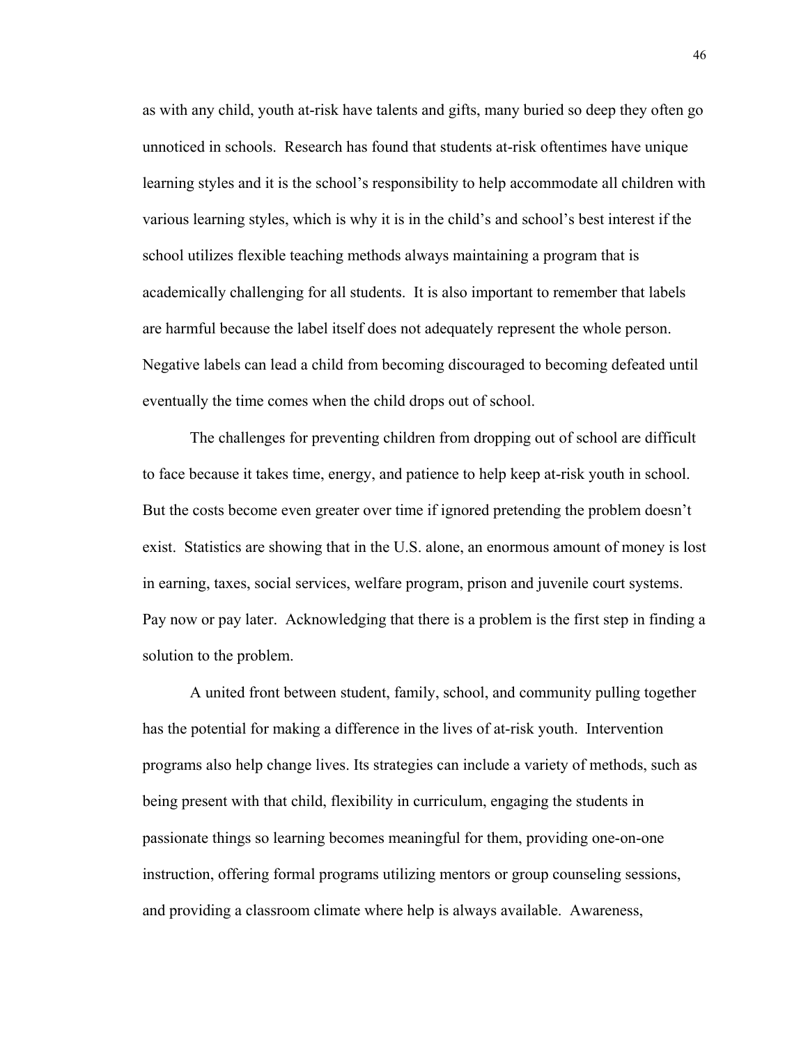as with any child, youth at-risk have talents and gifts, many buried so deep they often go unnoticed in schools. Research has found that students at-risk oftentimes have unique learning styles and it is the school's responsibility to help accommodate all children with various learning styles, which is why it is in the child's and school's best interest if the school utilizes flexible teaching methods always maintaining a program that is academically challenging for all students. It is also important to remember that labels are harmful because the label itself does not adequately represent the whole person. Negative labels can lead a child from becoming discouraged to becoming defeated until eventually the time comes when the child drops out of school.

The challenges for preventing children from dropping out of school are difficult to face because it takes time, energy, and patience to help keep at-risk youth in school. But the costs become even greater over time if ignored pretending the problem doesn't exist. Statistics are showing that in the U.S. alone, an enormous amount of money is lost in earning, taxes, social services, welfare program, prison and juvenile court systems. Pay now or pay later. Acknowledging that there is a problem is the first step in finding a solution to the problem.

A united front between student, family, school, and community pulling together has the potential for making a difference in the lives of at-risk youth. Intervention programs also help change lives. Its strategies can include a variety of methods, such as being present with that child, flexibility in curriculum, engaging the students in passionate things so learning becomes meaningful for them, providing one-on-one instruction, offering formal programs utilizing mentors or group counseling sessions, and providing a classroom climate where help is always available. Awareness,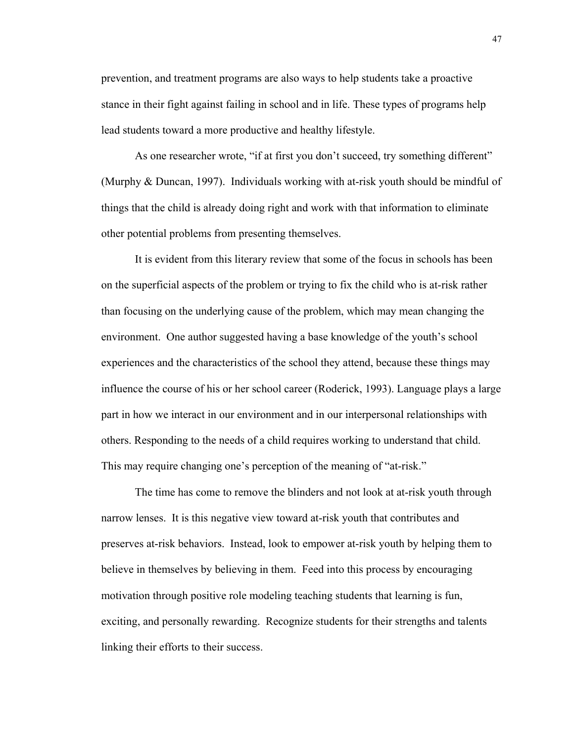prevention, and treatment programs are also ways to help students take a proactive stance in their fight against failing in school and in life. These types of programs help lead students toward a more productive and healthy lifestyle.

As one researcher wrote, "if at first you don't succeed, try something different" (Murphy & Duncan, 1997). Individuals working with at-risk youth should be mindful of things that the child is already doing right and work with that information to eliminate other potential problems from presenting themselves.

It is evident from this literary review that some of the focus in schools has been on the superficial aspects of the problem or trying to fix the child who is at-risk rather than focusing on the underlying cause of the problem, which may mean changing the environment. One author suggested having a base knowledge of the youth's school experiences and the characteristics of the school they attend, because these things may influence the course of his or her school career (Roderick, 1993). Language plays a large part in how we interact in our environment and in our interpersonal relationships with others. Responding to the needs of a child requires working to understand that child. This may require changing one's perception of the meaning of "at-risk."

The time has come to remove the blinders and not look at at-risk youth through narrow lenses. It is this negative view toward at-risk youth that contributes and preserves at-risk behaviors. Instead, look to empower at-risk youth by helping them to believe in themselves by believing in them. Feed into this process by encouraging motivation through positive role modeling teaching students that learning is fun, exciting, and personally rewarding. Recognize students for their strengths and talents linking their efforts to their success.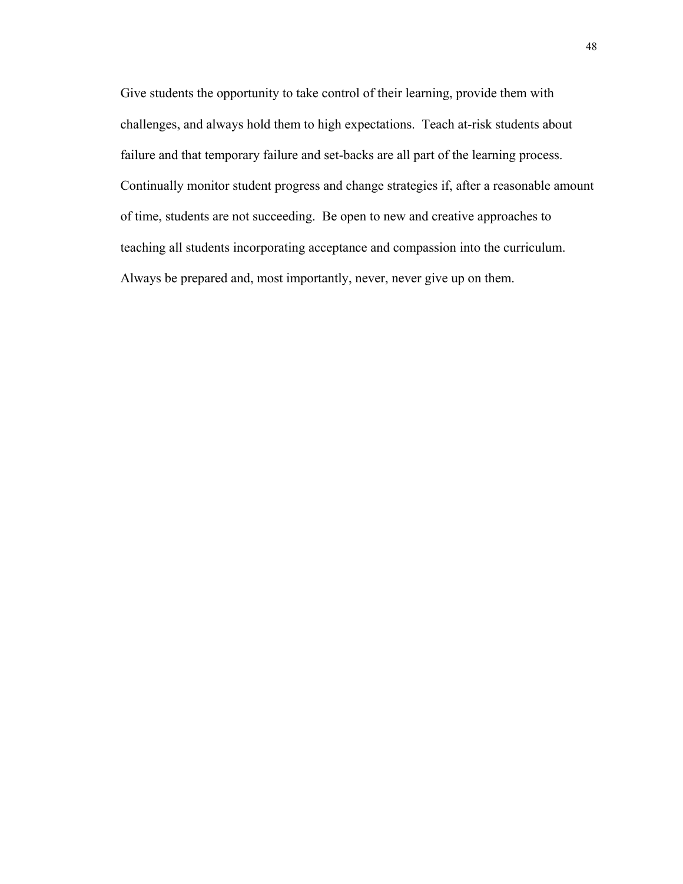Give students the opportunity to take control of their learning, provide them with challenges, and always hold them to high expectations. Teach at-risk students about failure and that temporary failure and set-backs are all part of the learning process. Continually monitor student progress and change strategies if, after a reasonable amount of time, students are not succeeding. Be open to new and creative approaches to teaching all students incorporating acceptance and compassion into the curriculum. Always be prepared and, most importantly, never, never give up on them.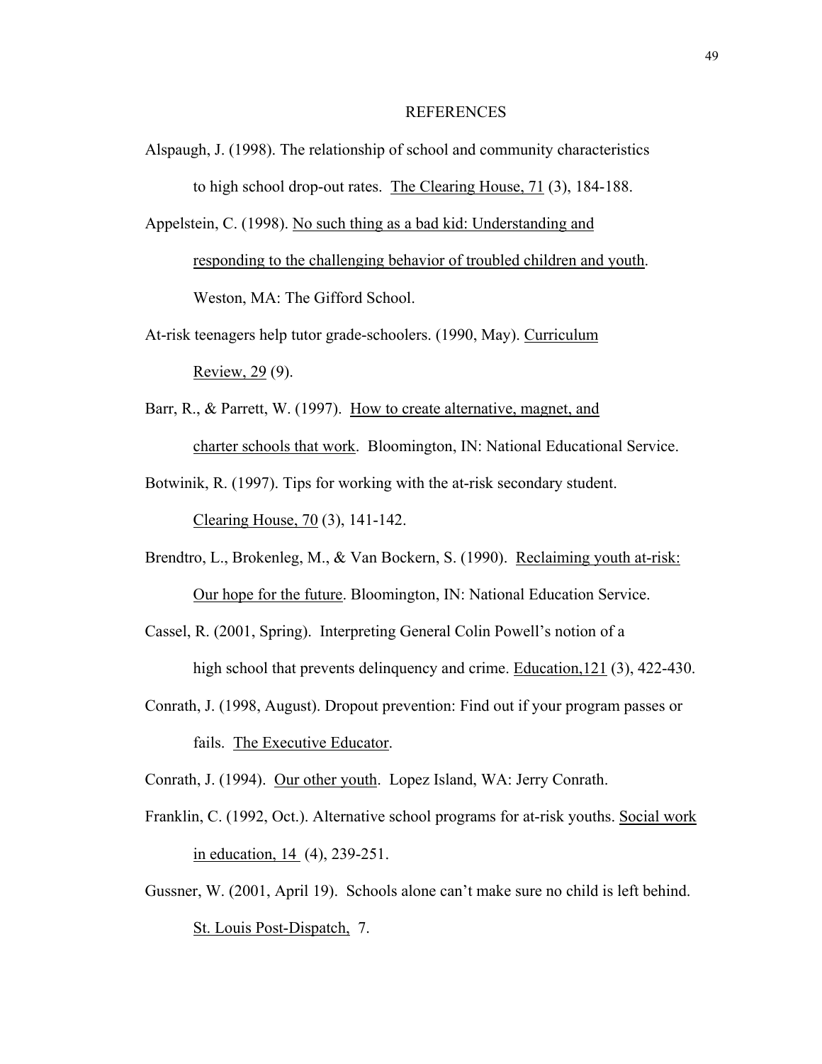# REFERENCES

Alspaugh, J. (1998). The relationship of school and community characteristics to high school drop-out rates. The Clearing House, 71 (3), 184-188.

Appelstein, C. (1998). No such thing as a bad kid: Understanding and responding to the challenging behavior of troubled children and youth. Weston, MA: The Gifford School.

At-risk teenagers help tutor grade-schoolers. (1990, May). Curriculum Review, 29 (9).

Barr, R., & Parrett, W. (1997). How to create alternative, magnet, and charter schools that work. Bloomington, IN: National Educational Service.

Botwinik, R. (1997). Tips for working with the at-risk secondary student. Clearing House, 70 (3), 141-142.

Brendtro, L., Brokenleg, M., & Van Bockern, S. (1990). Reclaiming youth at-risk: Our hope for the future. Bloomington, IN: National Education Service.

Cassel, R. (2001, Spring). Interpreting General Colin Powell's notion of a high school that prevents delinquency and crime. Education,121 (3), 422-430.

Conrath, J. (1998, August). Dropout prevention: Find out if your program passes or fails. The Executive Educator.

Conrath, J. (1994). Our other youth. Lopez Island, WA: Jerry Conrath.

Franklin, C. (1992, Oct.). Alternative school programs for at-risk youths. Social work in education, 14 (4), 239-251.

Gussner, W. (2001, April 19). Schools alone can't make sure no child is left behind. St. Louis Post-Dispatch, 7.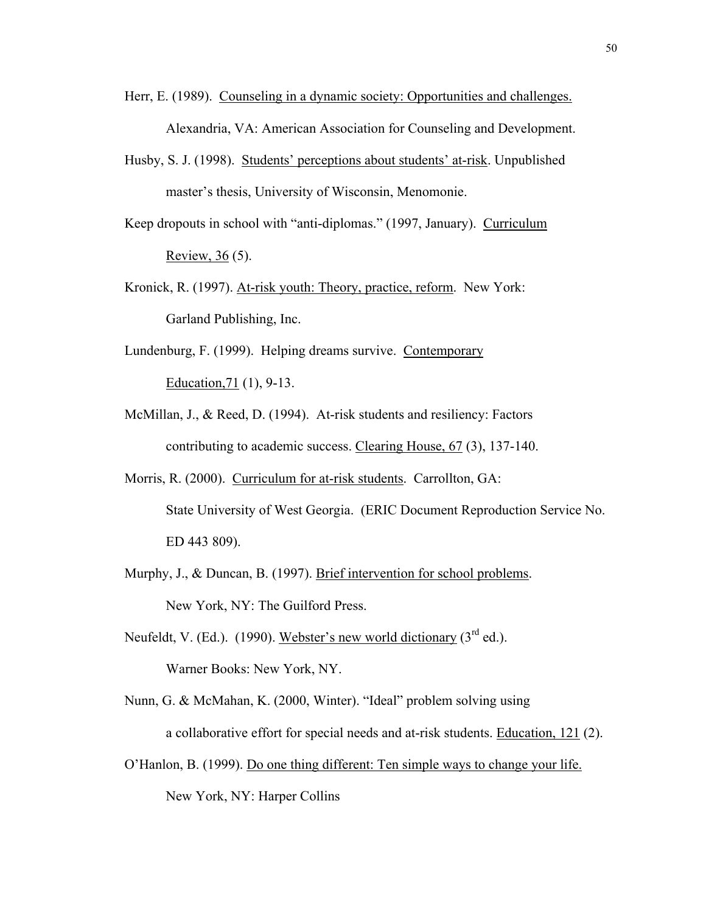Herr, E. (1989). Counseling in a dynamic society: Opportunities and challenges. Alexandria, VA: American Association for Counseling and Development.

Husby, S. J. (1998). Students' perceptions about students' at-risk. Unpublished master's thesis, University of Wisconsin, Menomonie.

Keep dropouts in school with "anti-diplomas." (1997, January). Curriculum Review, 36 (5).

Kronick, R. (1997). At-risk youth: Theory, practice, reform. New York: Garland Publishing, Inc.

Lundenburg, F. (1999). Helping dreams survive. Contemporary Education,71 (1), 9-13.

McMillan, J., & Reed, D. (1994). At-risk students and resiliency: Factors contributing to academic success. Clearing House, 67 (3), 137-140.

Morris, R. (2000). Curriculum for at-risk students. Carrollton, GA: State University of West Georgia. (ERIC Document Reproduction Service No. ED 443 809).

Murphy, J., & Duncan, B. (1997). Brief intervention for school problems. New York, NY: The Guilford Press.

Neufeldt, V. (Ed.). (1990). Webster's new world dictionary (3rd ed.). Warner Books: New York, NY.

Nunn, G. & McMahan, K. (2000, Winter). "Ideal" problem solving using a collaborative effort for special needs and at-risk students. Education, 121 (2).

O'Hanlon, B. (1999). Do one thing different: Ten simple ways to change your life. New York, NY: Harper Collins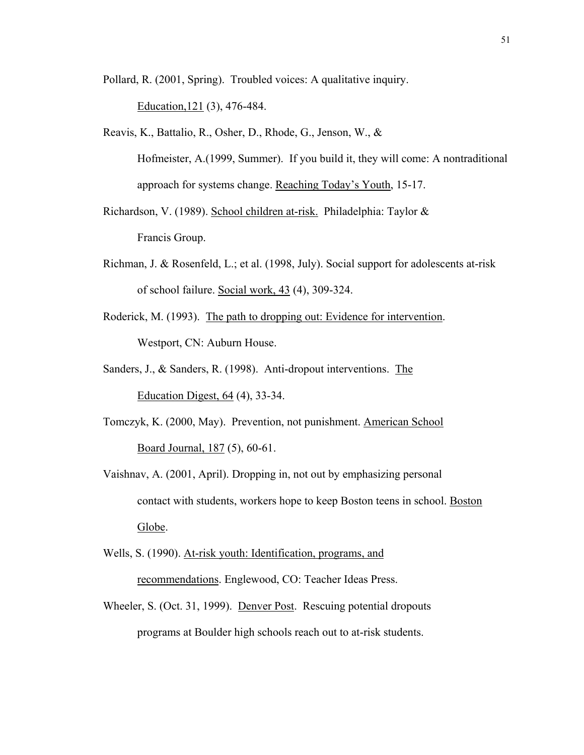Pollard, R. (2001, Spring). Troubled voices: A qualitative inquiry. Education,121 (3), 476-484.

Reavis, K., Battalio, R., Osher, D., Rhode, G., Jenson, W., & Hofmeister, A.(1999, Summer). If you build it, they will come: A nontraditional approach for systems change. Reaching Today's Youth, 15-17.

Richardson, V. (1989). School children at-risk. Philadelphia: Taylor & Francis Group.

Richman, J. & Rosenfeld, L.; et al. (1998, July). Social support for adolescents at-risk of school failure. Social work, 43 (4), 309-324.

Roderick, M. (1993). The path to dropping out: Evidence for intervention. Westport, CN: Auburn House.

Sanders, J., & Sanders, R. (1998). Anti-dropout interventions. The Education Digest, 64 (4), 33-34.

Tomczyk, K. (2000, May). Prevention, not punishment. American School Board Journal, 187 (5), 60-61.

Vaishnav, A. (2001, April). Dropping in, not out by emphasizing personal contact with students, workers hope to keep Boston teens in school. Boston Globe.

Wells, S. (1990). At-risk youth: Identification, programs, and recommendations. Englewood, CO: Teacher Ideas Press.

Wheeler, S. (Oct. 31, 1999). Denver Post. Rescuing potential dropouts programs at Boulder high schools reach out to at-risk students.